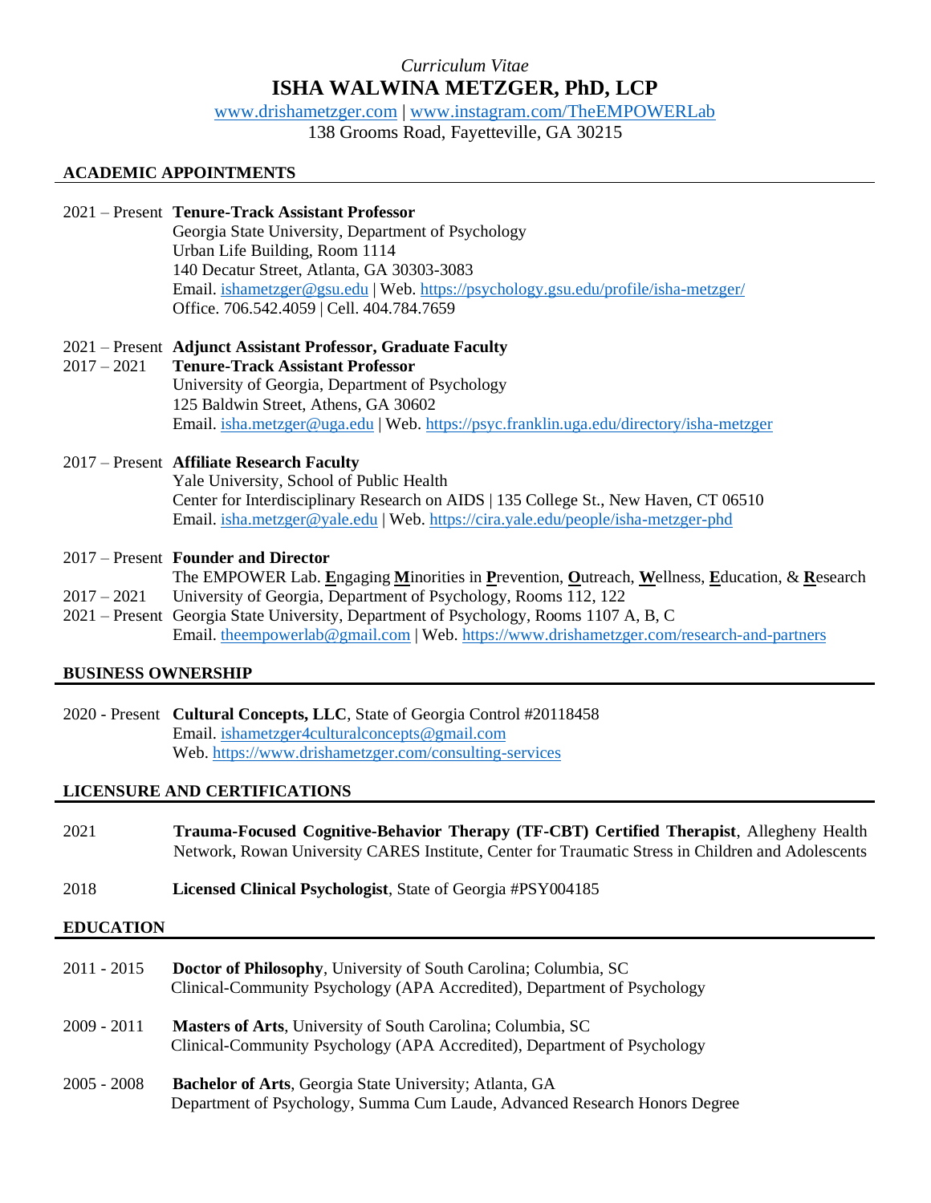*Curriculum Vitae*

# ISHA WALWINA METZGER, PhD, LCP

www.drishametzger.com | www.instagram.com/TheEMPOWERLab
138 Grooms Road, Fayetteville, GA 30215

## ACADEMIC APPOINTMENTS

2021 – Present **Tenure-Track Assistant Professor**
Georgia State University, Department of Psychology
Urban Life Building, Room 1114
140 Decatur Street, Atlanta, GA 30303-3083
Email. ishametzger@gsu.edu | Web. https://psychology.gsu.edu/profile/isha-metzger/
Office. 706.542.4059 | Cell. 404.784.7659

2021 – Present **Adjunct Assistant Professor, Graduate Faculty**
2017 – 2021 **Tenure-Track Assistant Professor**
University of Georgia, Department of Psychology
125 Baldwin Street, Athens, GA 30602
Email. isha.metzger@uga.edu | Web. https://psyc.franklin.uga.edu/directory/isha-metzger

2017 – Present **Affiliate Research Faculty**
Yale University, School of Public Health
Center for Interdisciplinary Research on AIDS | 135 College St., New Haven, CT 06510
Email. isha.metzger@yale.edu | Web. https://cira.yale.edu/people/isha-metzger-phd

2017 – Present **Founder and Director**
The EMPOWER Lab. **E**ngaging **M**inorities in **P**revention, **O**utreach, **W**ellness, **E**ducation, & **R**esearch
2017 – 2021 University of Georgia, Department of Psychology, Rooms 112, 122
2021 – Present Georgia State University, Department of Psychology, Rooms 1107 A, B, C
Email. theempowerlab@gmail.com | Web. https://www.drishametzger.com/research-and-partners

## BUSINESS OWNERSHIP

2020 - Present **Cultural Concepts, LLC**, State of Georgia Control #20118458
Email. ishametzger4culturalconcepts@gmail.com
Web. https://www.drishametzger.com/consulting-services

## LICENSURE AND CERTIFICATIONS

2021 **Trauma-Focused Cognitive-Behavior Therapy (TF-CBT) Certified Therapist**, Allegheny Health Network, Rowan University CARES Institute, Center for Traumatic Stress in Children and Adolescents

2018 **Licensed Clinical Psychologist**, State of Georgia #PSY004185

## EDUCATION

2011 - 2015 **Doctor of Philosophy**, University of South Carolina; Columbia, SC
Clinical-Community Psychology (APA Accredited), Department of Psychology

2009 - 2011 **Masters of Arts**, University of South Carolina; Columbia, SC
Clinical-Community Psychology (APA Accredited), Department of Psychology

2005 - 2008 **Bachelor of Arts**, Georgia State University; Atlanta, GA
Department of Psychology, Summa Cum Laude, Advanced Research Honors Degree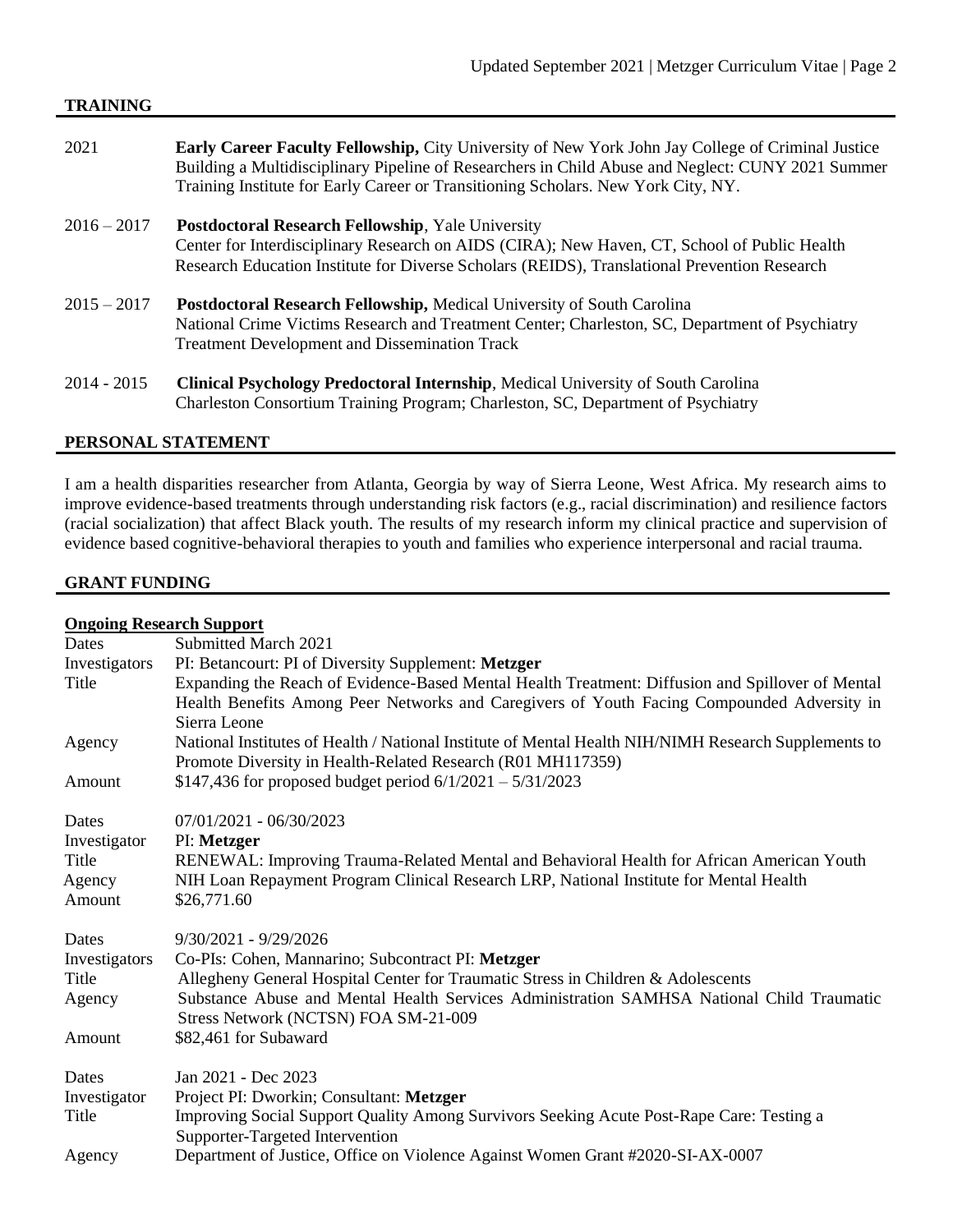## TRAINING

2021 — **Early Career Faculty Fellowship,** City University of New York John Jay College of Criminal Justice
Building a Multidisciplinary Pipeline of Researchers in Child Abuse and Neglect: CUNY 2021 Summer Training Institute for Early Career or Transitioning Scholars. New York City, NY.

2016 – 2017 — **Postdoctoral Research Fellowship**, Yale University
Center for Interdisciplinary Research on AIDS (CIRA); New Haven, CT, School of Public Health
Research Education Institute for Diverse Scholars (REIDS), Translational Prevention Research

2015 – 2017 — **Postdoctoral Research Fellowship,** Medical University of South Carolina
National Crime Victims Research and Treatment Center; Charleston, SC, Department of Psychiatry
Treatment Development and Dissemination Track

2014 - 2015 — **Clinical Psychology Predoctoral Internship**, Medical University of South Carolina
Charleston Consortium Training Program; Charleston, SC, Department of Psychiatry

## PERSONAL STATEMENT

I am a health disparities researcher from Atlanta, Georgia by way of Sierra Leone, West Africa. My research aims to improve evidence-based treatments through understanding risk factors (e.g., racial discrimination) and resilience factors (racial socialization) that affect Black youth. The results of my research inform my clinical practice and supervision of evidence based cognitive-behavioral therapies to youth and families who experience interpersonal and racial trauma.

## GRANT FUNDING

### Ongoing Research Support

| | |
|---|---|
| Dates | Submitted March 2021 |
| Investigators | PI: Betancourt: PI of Diversity Supplement: **Metzger** |
| Title | Expanding the Reach of Evidence-Based Mental Health Treatment: Diffusion and Spillover of Mental Health Benefits Among Peer Networks and Caregivers of Youth Facing Compounded Adversity in Sierra Leone |
| Agency | National Institutes of Health / National Institute of Mental Health NIH/NIMH Research Supplements to Promote Diversity in Health-Related Research (R01 MH117359) |
| Amount | $147,436 for proposed budget period 6/1/2021 – 5/31/2023 |

| | |
|---|---|
| Dates | 07/01/2021 - 06/30/2023 |
| Investigator | PI: **Metzger** |
| Title | RENEWAL: Improving Trauma-Related Mental and Behavioral Health for African American Youth |
| Agency | NIH Loan Repayment Program Clinical Research LRP, National Institute for Mental Health |
| Amount | $26,771.60 |

| | |
|---|---|
| Dates | 9/30/2021 - 9/29/2026 |
| Investigators | Co-PIs: Cohen, Mannarino; Subcontract PI: **Metzger** |
| Title | Allegheny General Hospital Center for Traumatic Stress in Children & Adolescents |
| Agency | Substance Abuse and Mental Health Services Administration SAMHSA National Child Traumatic Stress Network (NCTSN) FOA SM-21-009 |
| Amount | $82,461 for Subaward |

| | |
|---|---|
| Dates | Jan 2021 - Dec 2023 |
| Investigator | Project PI: Dworkin; Consultant: **Metzger** |
| Title | Improving Social Support Quality Among Survivors Seeking Acute Post-Rape Care: Testing a Supporter-Targeted Intervention |
| Agency | Department of Justice, Office on Violence Against Women Grant #2020-SI-AX-0007 |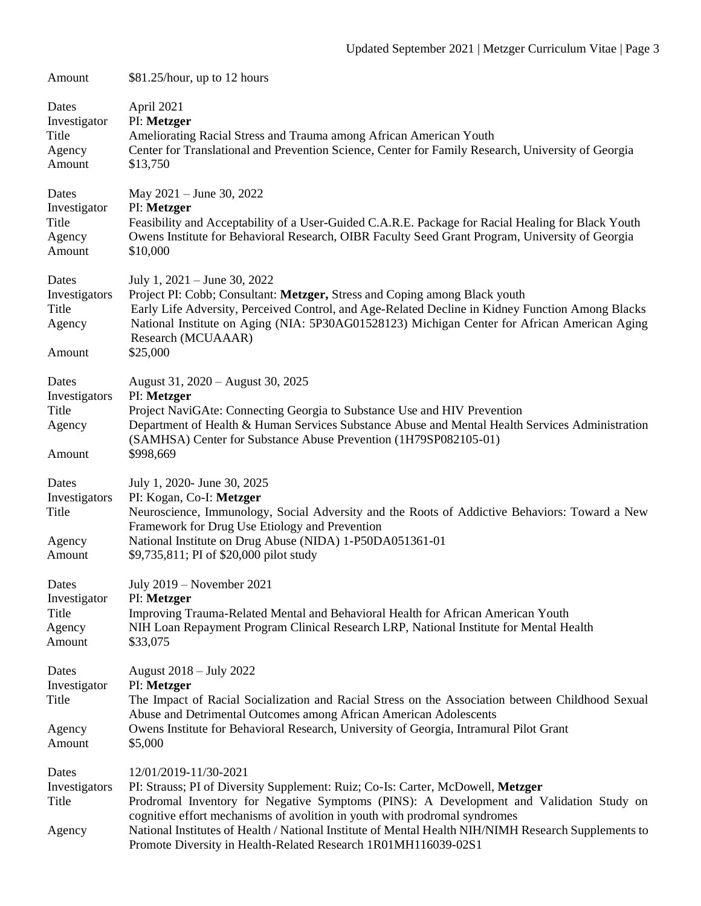| | |
|---|---|
| Amount | $81.25/hour, up to 12 hours |

| | |
|---|---|
| Dates | April 2021 |
| Investigator | PI: **Metzger** |
| Title | Ameliorating Racial Stress and Trauma among African American Youth |
| Agency | Center for Translational and Prevention Science, Center for Family Research, University of Georgia |
| Amount | $13,750 |

| | |
|---|---|
| Dates | May 2021 – June 30, 2022 |
| Investigator | PI: **Metzger** |
| Title | Feasibility and Acceptability of a User-Guided C.A.R.E. Package for Racial Healing for Black Youth |
| Agency | Owens Institute for Behavioral Research, OIBR Faculty Seed Grant Program, University of Georgia |
| Amount | $10,000 |

| | |
|---|---|
| Dates | July 1, 2021 – June 30, 2022 |
| Investigators | Project PI: Cobb; Consultant: **Metzger,** Stress and Coping among Black youth |
| Title | Early Life Adversity, Perceived Control, and Age-Related Decline in Kidney Function Among Blacks |
| Agency | National Institute on Aging (NIA: 5P30AG01528123) Michigan Center for African American Aging Research (MCUAAAR) |
| Amount | $25,000 |

| | |
|---|---|
| Dates | August 31, 2020 – August 30, 2025 |
| Investigators | PI: **Metzger** |
| Title | Project NaviGAte: Connecting Georgia to Substance Use and HIV Prevention |
| Agency | Department of Health & Human Services Substance Abuse and Mental Health Services Administration (SAMHSA) Center for Substance Abuse Prevention (1H79SP082105-01) |
| Amount | $998,669 |

| | |
|---|---|
| Dates | July 1, 2020- June 30, 2025 |
| Investigators | PI: Kogan, Co-I: **Metzger** |
| Title | Neuroscience, Immunology, Social Adversity and the Roots of Addictive Behaviors: Toward a New Framework for Drug Use Etiology and Prevention |
| Agency | National Institute on Drug Abuse (NIDA) 1-P50DA051361-01 |
| Amount | $9,735,811; PI of $20,000 pilot study |

| | |
|---|---|
| Dates | July 2019 – November 2021 |
| Investigator | PI: **Metzger** |
| Title | Improving Trauma-Related Mental and Behavioral Health for African American Youth |
| Agency | NIH Loan Repayment Program Clinical Research LRP, National Institute for Mental Health |
| Amount | $33,075 |

| | |
|---|---|
| Dates | August 2018 – July 2022 |
| Investigator | PI: **Metzger** |
| Title | The Impact of Racial Socialization and Racial Stress on the Association between Childhood Sexual Abuse and Detrimental Outcomes among African American Adolescents |
| Agency | Owens Institute for Behavioral Research, University of Georgia, Intramural Pilot Grant |
| Amount | $5,000 |

| | |
|---|---|
| Dates | 12/01/2019-11/30-2021 |
| Investigators | PI: Strauss; PI of Diversity Supplement: Ruiz; Co-Is: Carter, McDowell, **Metzger** |
| Title | Prodromal Inventory for Negative Symptoms (PINS): A Development and Validation Study on cognitive effort mechanisms of avolition in youth with prodromal syndromes |
| Agency | National Institutes of Health / National Institute of Mental Health NIH/NIMH Research Supplements to Promote Diversity in Health-Related Research 1R01MH116039-02S1 |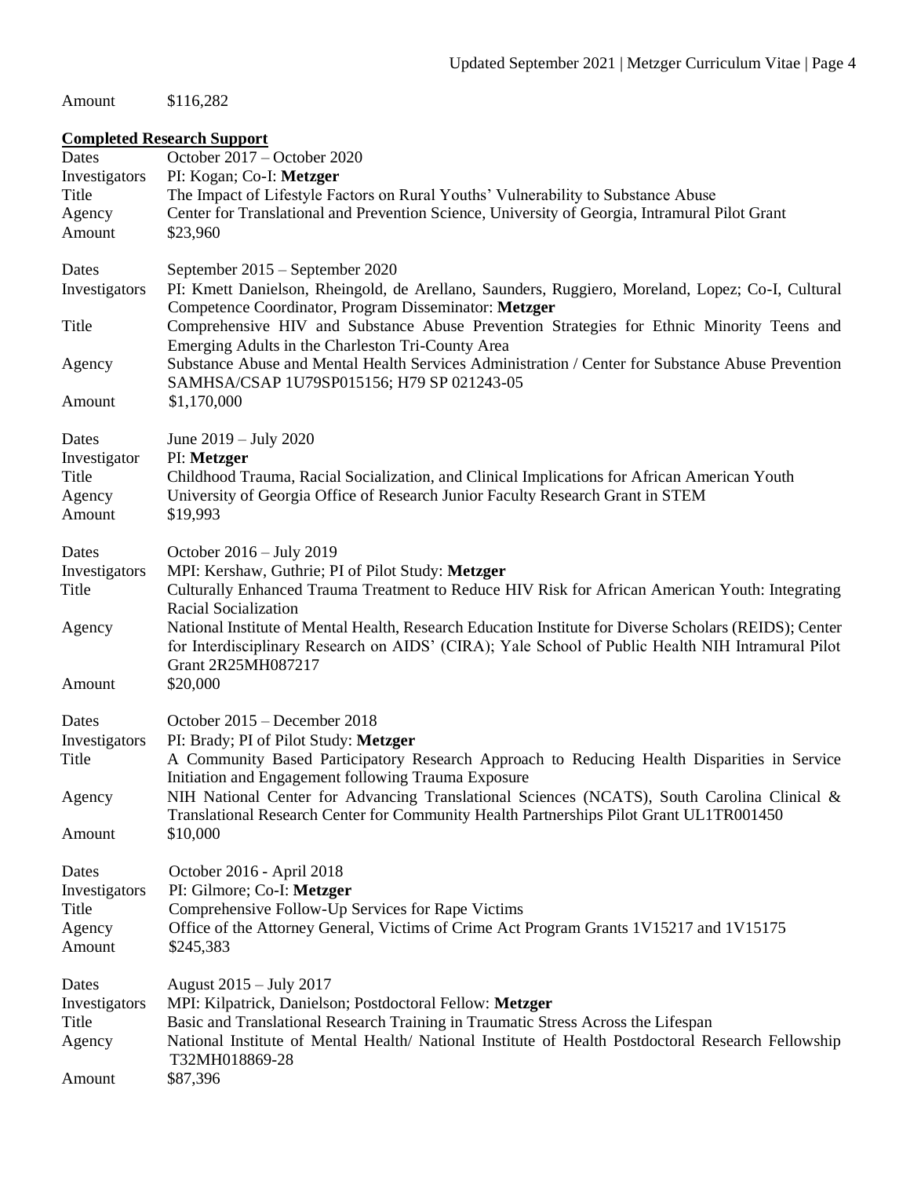Amount $116,282

**Completed Research Support**

Dates October 2017 – October 2020
Investigators PI: Kogan; Co-I: **Metzger**
Title The Impact of Lifestyle Factors on Rural Youths' Vulnerability to Substance Abuse
Agency Center for Translational and Prevention Science, University of Georgia, Intramural Pilot Grant
Amount $23,960

Dates September 2015 – September 2020
Investigators PI: Kmett Danielson, Rheingold, de Arellano, Saunders, Ruggiero, Moreland, Lopez; Co-I, Cultural Competence Coordinator, Program Disseminator: **Metzger**
Title Comprehensive HIV and Substance Abuse Prevention Strategies for Ethnic Minority Teens and Emerging Adults in the Charleston Tri-County Area
Agency Substance Abuse and Mental Health Services Administration / Center for Substance Abuse Prevention SAMHSA/CSAP 1U79SP015156; H79 SP 021243-05
Amount $1,170,000

Dates June 2019 – July 2020
Investigator PI: **Metzger**
Title Childhood Trauma, Racial Socialization, and Clinical Implications for African American Youth
Agency University of Georgia Office of Research Junior Faculty Research Grant in STEM
Amount $19,993

Dates October 2016 – July 2019
Investigators MPI: Kershaw, Guthrie; PI of Pilot Study: **Metzger**
Title Culturally Enhanced Trauma Treatment to Reduce HIV Risk for African American Youth: Integrating Racial Socialization
Agency National Institute of Mental Health, Research Education Institute for Diverse Scholars (REIDS); Center for Interdisciplinary Research on AIDS' (CIRA); Yale School of Public Health NIH Intramural Pilot Grant 2R25MH087217
Amount $20,000

Dates October 2015 – December 2018
Investigators PI: Brady; PI of Pilot Study: **Metzger**
Title A Community Based Participatory Research Approach to Reducing Health Disparities in Service Initiation and Engagement following Trauma Exposure
Agency NIH National Center for Advancing Translational Sciences (NCATS), South Carolina Clinical & Translational Research Center for Community Health Partnerships Pilot Grant UL1TR001450
Amount $10,000

Dates October 2016 - April 2018
Investigators PI: Gilmore; Co-I: **Metzger**
Title Comprehensive Follow-Up Services for Rape Victims
Agency Office of the Attorney General, Victims of Crime Act Program Grants 1V15217 and 1V15175
Amount $245,383

Dates August 2015 – July 2017
Investigators MPI: Kilpatrick, Danielson; Postdoctoral Fellow: **Metzger**
Title Basic and Translational Research Training in Traumatic Stress Across the Lifespan
Agency National Institute of Mental Health/ National Institute of Health Postdoctoral Research Fellowship T32MH018869-28
Amount $87,396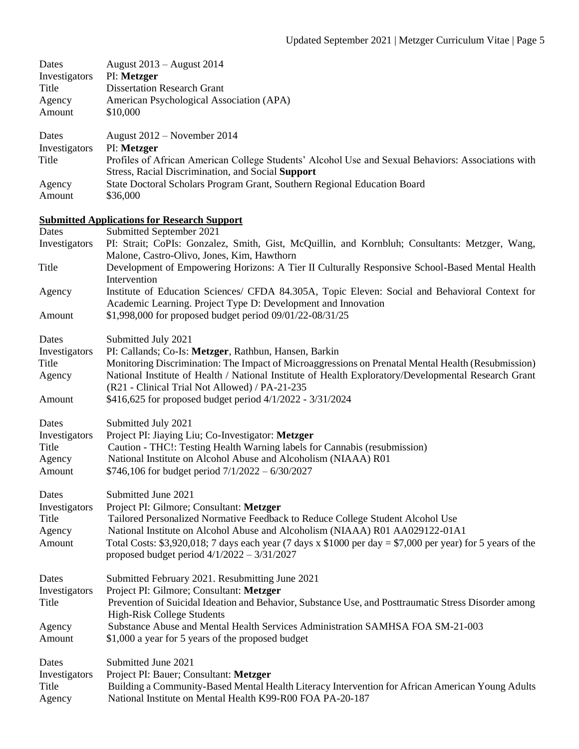| | |
|---|---|
| Dates | August 2013 – August 2014 |
| Investigators | PI: **Metzger** |
| Title | Dissertation Research Grant |
| Agency | American Psychological Association (APA) |
| Amount | $10,000 |

| | |
|---|---|
| Dates | August 2012 – November 2014 |
| Investigators | PI: **Metzger** |
| Title | Profiles of African American College Students' Alcohol Use and Sexual Behaviors: Associations with Stress, Racial Discrimination, and Social **Support** |
| Agency | State Doctoral Scholars Program Grant, Southern Regional Education Board |
| Amount | $36,000 |

**Submitted Applications for Research Support**

| | |
|---|---|
| Dates | Submitted September 2021 |
| Investigators | PI: Strait; CoPIs: Gonzalez, Smith, Gist, McQuillin, and Kornbluh; Consultants: Metzger, Wang, Malone, Castro-Olivo, Jones, Kim, Hawthorn |
| Title | Development of Empowering Horizons: A Tier II Culturally Responsive School-Based Mental Health Intervention |
| Agency | Institute of Education Sciences/ CFDA 84.305A, Topic Eleven: Social and Behavioral Context for Academic Learning. Project Type D: Development and Innovation |
| Amount | $1,998,000 for proposed budget period 09/01/22-08/31/25 |

| | |
|---|---|
| Dates | Submitted July 2021 |
| Investigators | PI: Callands; Co-Is: **Metzger**, Rathbun, Hansen, Barkin |
| Title | Monitoring Discrimination: The Impact of Microaggressions on Prenatal Mental Health (Resubmission) |
| Agency | National Institute of Health / National Institute of Health Exploratory/Developmental Research Grant (R21 - Clinical Trial Not Allowed) / PA-21-235 |
| Amount | $416,625 for proposed budget period 4/1/2022 - 3/31/2024 |

| | |
|---|---|
| Dates | Submitted July 2021 |
| Investigators | Project PI: Jiaying Liu; Co-Investigator: **Metzger** |
| Title | Caution - THC!: Testing Health Warning labels for Cannabis (resubmission) |
| Agency | National Institute on Alcohol Abuse and Alcoholism (NIAAA) R01 |
| Amount | $746,106 for budget period 7/1/2022 – 6/30/2027 |

| | |
|---|---|
| Dates | Submitted June 2021 |
| Investigators | Project PI: Gilmore; Consultant: **Metzger** |
| Title | Tailored Personalized Normative Feedback to Reduce College Student Alcohol Use |
| Agency | National Institute on Alcohol Abuse and Alcoholism (NIAAA) R01 AA029122-01A1 |
| Amount | Total Costs: $3,920,018; 7 days each year (7 days x $1000 per day = $7,000 per year) for 5 years of the proposed budget period 4/1/2022 – 3/31/2027 |

| | |
|---|---|
| Dates | Submitted February 2021. Resubmitting June 2021 |
| Investigators | Project PI: Gilmore; Consultant: **Metzger** |
| Title | Prevention of Suicidal Ideation and Behavior, Substance Use, and Posttraumatic Stress Disorder among High-Risk College Students |
| Agency | Substance Abuse and Mental Health Services Administration SAMHSA FOA SM-21-003 |
| Amount | $1,000 a year for 5 years of the proposed budget |

| | |
|---|---|
| Dates | Submitted June 2021 |
| Investigators | Project PI: Bauer; Consultant: **Metzger** |
| Title | Building a Community-Based Mental Health Literacy Intervention for African American Young Adults |
| Agency | National Institute on Mental Health K99-R00 FOA PA-20-187 |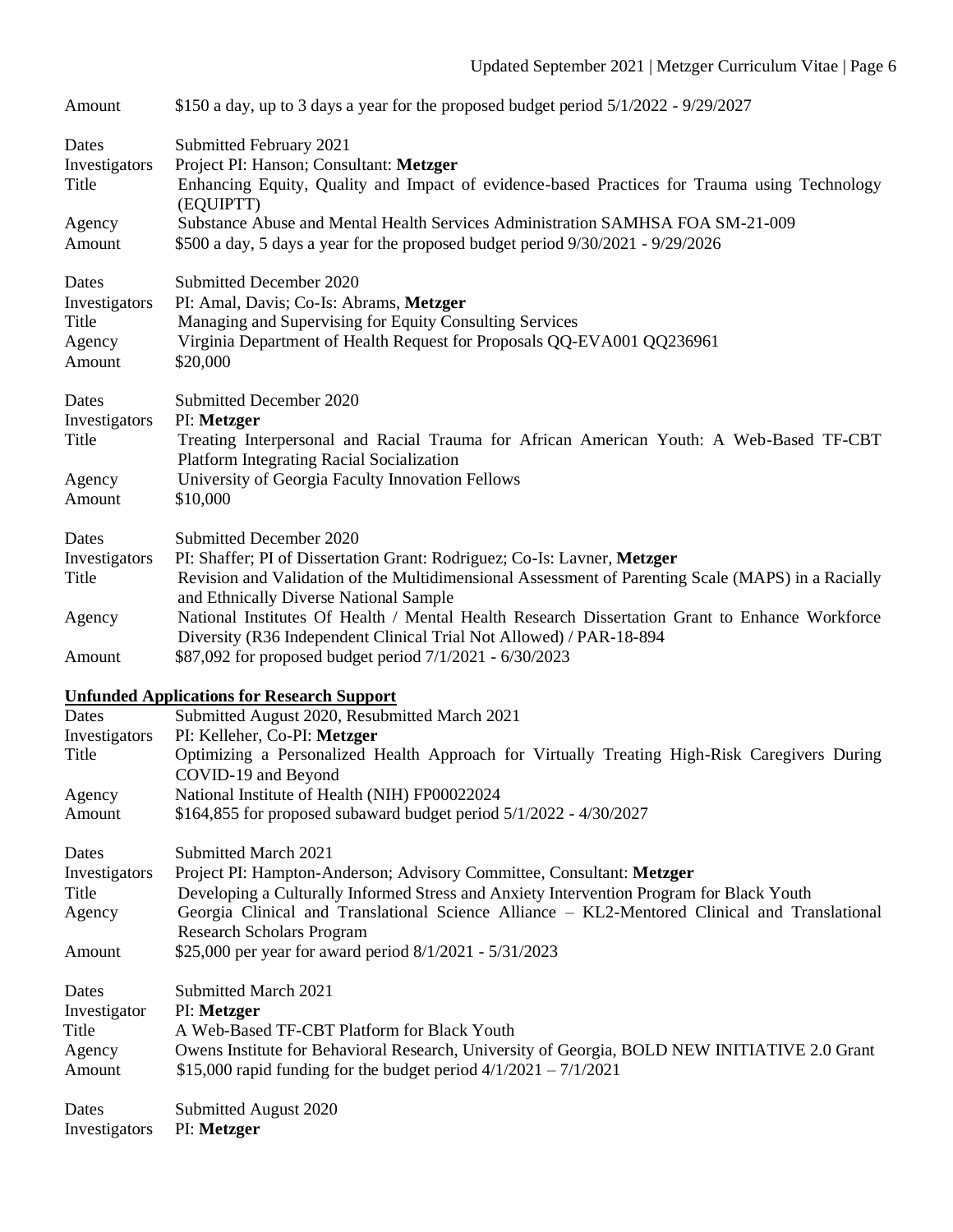Amount $150 a day, up to 3 days a year for the proposed budget period 5/1/2022 - 9/29/2027

Dates Submitted February 2021
Investigators Project PI: Hanson; Consultant: **Metzger**
Title Enhancing Equity, Quality and Impact of evidence-based Practices for Trauma using Technology (EQUIPTT)
Agency Substance Abuse and Mental Health Services Administration SAMHSA FOA SM-21-009
Amount $500 a day, 5 days a year for the proposed budget period 9/30/2021 - 9/29/2026

Dates Submitted December 2020
Investigators PI: Amal, Davis; Co-Is: Abrams, **Metzger**
Title Managing and Supervising for Equity Consulting Services
Agency Virginia Department of Health Request for Proposals QQ-EVA001 QQ236961
Amount $20,000

Dates Submitted December 2020
Investigators PI: **Metzger**
Title Treating Interpersonal and Racial Trauma for African American Youth: A Web-Based TF-CBT Platform Integrating Racial Socialization
Agency University of Georgia Faculty Innovation Fellows
Amount $10,000

Dates Submitted December 2020
Investigators PI: Shaffer; PI of Dissertation Grant: Rodriguez; Co-Is: Lavner, **Metzger**
Title Revision and Validation of the Multidimensional Assessment of Parenting Scale (MAPS) in a Racially and Ethnically Diverse National Sample
Agency National Institutes Of Health / Mental Health Research Dissertation Grant to Enhance Workforce Diversity (R36 Independent Clinical Trial Not Allowed) / PAR-18-894
Amount $87,092 for proposed budget period 7/1/2021 - 6/30/2023

**Unfunded Applications for Research Support**

Dates Submitted August 2020, Resubmitted March 2021
Investigators PI: Kelleher, Co-PI: **Metzger**
Title Optimizing a Personalized Health Approach for Virtually Treating High-Risk Caregivers During COVID-19 and Beyond
Agency National Institute of Health (NIH) FP00022024
Amount $164,855 for proposed subaward budget period 5/1/2022 - 4/30/2027

Dates Submitted March 2021
Investigators Project PI: Hampton-Anderson; Advisory Committee, Consultant: **Metzger**
Title Developing a Culturally Informed Stress and Anxiety Intervention Program for Black Youth
Agency Georgia Clinical and Translational Science Alliance – KL2-Mentored Clinical and Translational Research Scholars Program
Amount $25,000 per year for award period 8/1/2021 - 5/31/2023

Dates Submitted March 2021
Investigator PI: **Metzger**
Title A Web-Based TF-CBT Platform for Black Youth
Agency Owens Institute for Behavioral Research, University of Georgia, BOLD NEW INITIATIVE 2.0 Grant
Amount $15,000 rapid funding for the budget period 4/1/2021 – 7/1/2021

Dates Submitted August 2020
Investigators PI: **Metzger**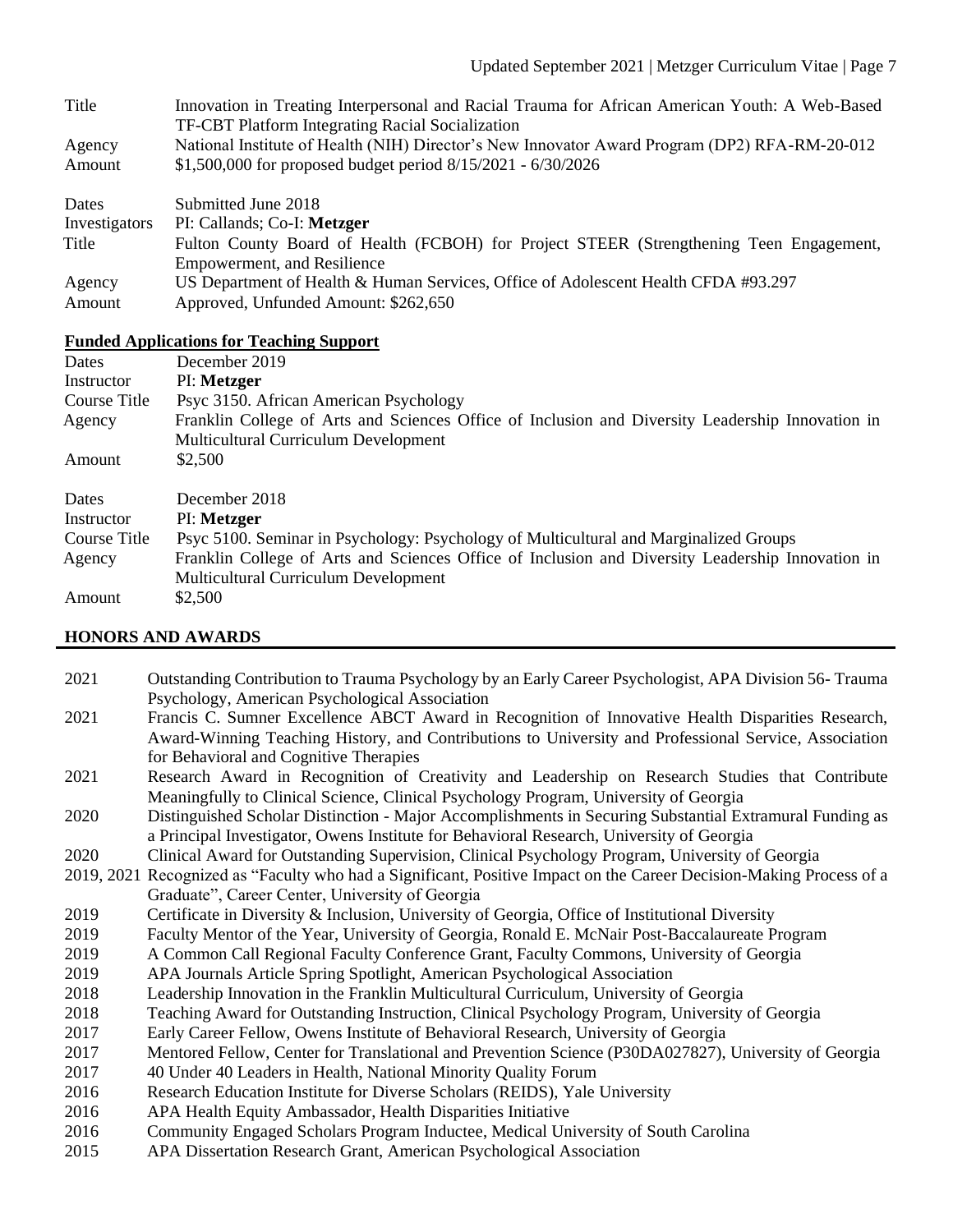| | |
|---|---|
| Title | Innovation in Treating Interpersonal and Racial Trauma for African American Youth: A Web-Based TF-CBT Platform Integrating Racial Socialization |
| Agency | National Institute of Health (NIH) Director's New Innovator Award Program (DP2) RFA-RM-20-012 |
| Amount | $1,500,000 for proposed budget period 8/15/2021 - 6/30/2026 |

| | |
|---|---|
| Dates | Submitted June 2018 |
| Investigators | PI: Callands; Co-I: **Metzger** |
| Title | Fulton County Board of Health (FCBOH) for Project STEER (Strengthening Teen Engagement, Empowerment, and Resilience |
| Agency | US Department of Health & Human Services, Office of Adolescent Health CFDA #93.297 |
| Amount | Approved, Unfunded Amount: $262,650 |

**Funded Applications for Teaching Support**

| | |
|---|---|
| Dates | December 2019 |
| Instructor | PI: **Metzger** |
| Course Title | Psyc 3150. African American Psychology |
| Agency | Franklin College of Arts and Sciences Office of Inclusion and Diversity Leadership Innovation in Multicultural Curriculum Development |
| Amount | $2,500 |

| | |
|---|---|
| Dates | December 2018 |
| Instructor | PI: **Metzger** |
| Course Title | Psyc 5100. Seminar in Psychology: Psychology of Multicultural and Marginalized Groups |
| Agency | Franklin College of Arts and Sciences Office of Inclusion and Diversity Leadership Innovation in Multicultural Curriculum Development |
| Amount | $2,500 |

## HONORS AND AWARDS

| | |
|---|---|
| 2021 | Outstanding Contribution to Trauma Psychology by an Early Career Psychologist, APA Division 56- Trauma Psychology, American Psychological Association |
| 2021 | Francis C. Sumner Excellence ABCT Award in Recognition of Innovative Health Disparities Research, Award-Winning Teaching History, and Contributions to University and Professional Service, Association for Behavioral and Cognitive Therapies |
| 2021 | Research Award in Recognition of Creativity and Leadership on Research Studies that Contribute Meaningfully to Clinical Science, Clinical Psychology Program, University of Georgia |
| 2020 | Distinguished Scholar Distinction - Major Accomplishments in Securing Substantial Extramural Funding as a Principal Investigator, Owens Institute for Behavioral Research, University of Georgia |
| 2020 | Clinical Award for Outstanding Supervision, Clinical Psychology Program, University of Georgia |
| 2019, 2021 | Recognized as "Faculty who had a Significant, Positive Impact on the Career Decision-Making Process of a Graduate", Career Center, University of Georgia |
| 2019 | Certificate in Diversity & Inclusion, University of Georgia, Office of Institutional Diversity |
| 2019 | Faculty Mentor of the Year, University of Georgia, Ronald E. McNair Post-Baccalaureate Program |
| 2019 | A Common Call Regional Faculty Conference Grant, Faculty Commons, University of Georgia |
| 2019 | APA Journals Article Spring Spotlight, American Psychological Association |
| 2018 | Leadership Innovation in the Franklin Multicultural Curriculum, University of Georgia |
| 2018 | Teaching Award for Outstanding Instruction, Clinical Psychology Program, University of Georgia |
| 2017 | Early Career Fellow, Owens Institute of Behavioral Research, University of Georgia |
| 2017 | Mentored Fellow, Center for Translational and Prevention Science (P30DA027827), University of Georgia |
| 2017 | 40 Under 40 Leaders in Health, National Minority Quality Forum |
| 2016 | Research Education Institute for Diverse Scholars (REIDS), Yale University |
| 2016 | APA Health Equity Ambassador, Health Disparities Initiative |
| 2016 | Community Engaged Scholars Program Inductee, Medical University of South Carolina |
| 2015 | APA Dissertation Research Grant, American Psychological Association |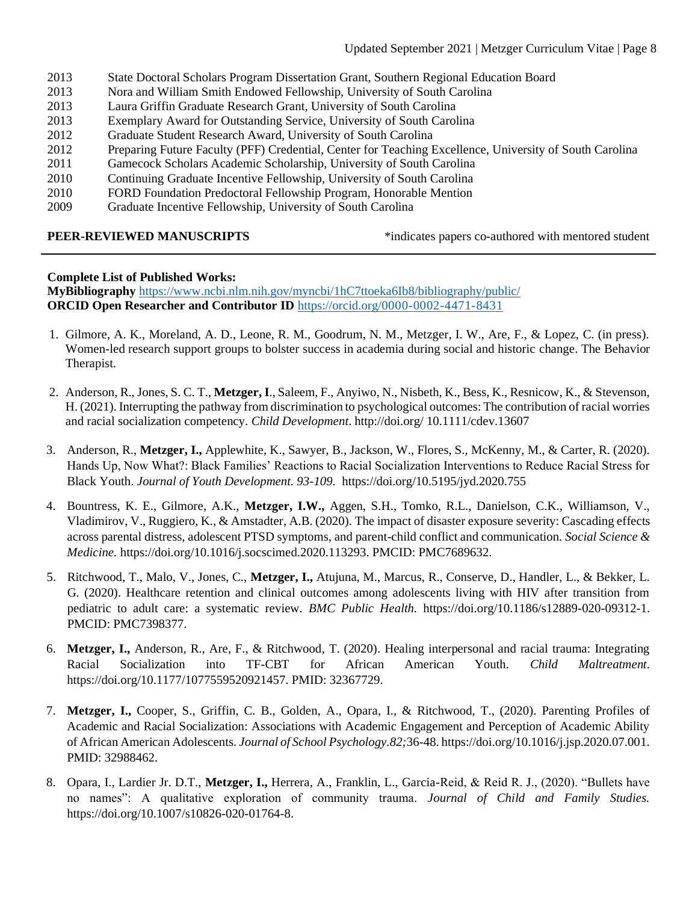2013 State Doctoral Scholars Program Dissertation Grant, Southern Regional Education Board
2013 Nora and William Smith Endowed Fellowship, University of South Carolina
2013 Laura Griffin Graduate Research Grant, University of South Carolina
2013 Exemplary Award for Outstanding Service, University of South Carolina
2012 Graduate Student Research Award, University of South Carolina
2012 Preparing Future Faculty (PFF) Credential, Center for Teaching Excellence, University of South Carolina
2011 Gamecock Scholars Academic Scholarship, University of South Carolina
2010 Continuing Graduate Incentive Fellowship, University of South Carolina
2010 FORD Foundation Predoctoral Fellowship Program, Honorable Mention
2009 Graduate Incentive Fellowship, University of South Carolina

## PEER-REVIEWED MANUSCRIPTS

*indicates papers co-authored with mentored student

**Complete List of Published Works:**
**MyBibliography** https://www.ncbi.nlm.nih.gov/myncbi/1hC7ttoeka6Ib8/bibliography/public/
**ORCID Open Researcher and Contributor ID** https://orcid.org/0000-0002-4471-8431

1. Gilmore, A. K., Moreland, A. D., Leone, R. M., Goodrum, N. M., Metzger, I. W., Are, F., & Lopez, C. (in press). Women-led research support groups to bolster success in academia during social and historic change. The Behavior Therapist.

2. Anderson, R., Jones, S. C. T., **Metzger, I**., Saleem, F., Anyiwo, N., Nisbeth, K., Bess, K., Resnicow, K., & Stevenson, H. (2021). Interrupting the pathway from discrimination to psychological outcomes: The contribution of racial worries and racial socialization competency. *Child Development*. http://doi.org/ 10.1111/cdev.13607

3. Anderson, R., **Metzger, I.,** Applewhite, K., Sawyer, B., Jackson, W., Flores, S., McKenny, M., & Carter, R. (2020). Hands Up, Now What?: Black Families' Reactions to Racial Socialization Interventions to Reduce Racial Stress for Black Youth. *Journal of Youth Development. 93-109.* https://doi.org/10.5195/jyd.2020.755

4. Bountress, K. E., Gilmore, A.K., **Metzger, I.W.,** Aggen, S.H., Tomko, R.L., Danielson, C.K., Williamson, V., Vladimirov, V., Ruggiero, K., & Amstadter, A.B. (2020). The impact of disaster exposure severity: Cascading effects across parental distress, adolescent PTSD symptoms, and parent-child conflict and communication. *Social Science & Medicine.* https://doi.org/10.1016/j.socscimed.2020.113293. PMCID: PMC7689632.

5. Ritchwood, T., Malo, V., Jones, C., **Metzger, I.,** Atujuna, M., Marcus, R., Conserve, D., Handler, L., & Bekker, L. G. (2020). Healthcare retention and clinical outcomes among adolescents living with HIV after transition from pediatric to adult care: a systematic review. *BMC Public Health.* https://doi.org/10.1186/s12889-020-09312-1. PMCID: PMC7398377.

6. **Metzger, I.,** Anderson, R., Are, F., & Ritchwood, T. (2020). Healing interpersonal and racial trauma: Integrating Racial Socialization into TF-CBT for African American Youth. *Child Maltreatment*. https://doi.org/10.1177/1077559520921457. PMID: 32367729.

7. **Metzger, I.,** Cooper, S., Griffin, C. B., Golden, A., Opara, I., & Ritchwood, T., (2020). Parenting Profiles of Academic and Racial Socialization: Associations with Academic Engagement and Perception of Academic Ability of African American Adolescents. *Journal of School Psychology.82;*36-48. https://doi.org/10.1016/j.jsp.2020.07.001. PMID: 32988462.

8. Opara, I., Lardier Jr. D.T., **Metzger, I.,** Herrera, A., Franklin, L., Garcia-Reid, & Reid R. J., (2020). "Bullets have no names": A qualitative exploration of community trauma. *Journal of Child and Family Studies.* https://doi.org/10.1007/s10826-020-01764-8.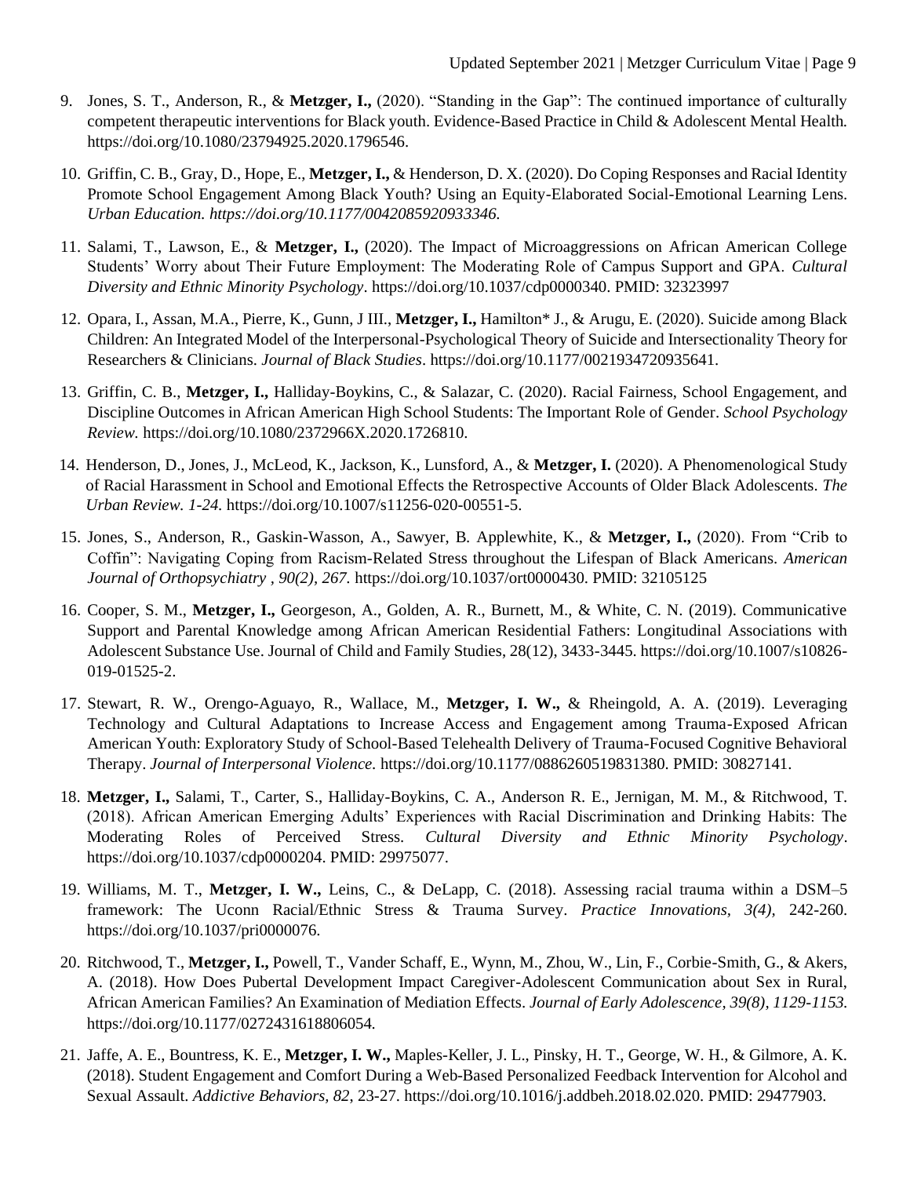9. Jones, S. T., Anderson, R., & **Metzger, I.,** (2020). "Standing in the Gap": The continued importance of culturally competent therapeutic interventions for Black youth. Evidence-Based Practice in Child & Adolescent Mental Health. https://doi.org/10.1080/23794925.2020.1796546.

10. Griffin, C. B., Gray, D., Hope, E., **Metzger, I.,** & Henderson, D. X. (2020). Do Coping Responses and Racial Identity Promote School Engagement Among Black Youth? Using an Equity-Elaborated Social-Emotional Learning Lens. *Urban Education. https://doi.org/10.1177/0042085920933346.*

11. Salami, T., Lawson, E., & **Metzger, I.,** (2020). The Impact of Microaggressions on African American College Students' Worry about Their Future Employment: The Moderating Role of Campus Support and GPA. *Cultural Diversity and Ethnic Minority Psychology*. https://doi.org/10.1037/cdp0000340. PMID: 32323997

12. Opara, I., Assan, M.A., Pierre, K., Gunn, J III., **Metzger, I.,** Hamilton* J., & Arugu, E. (2020). Suicide among Black Children: An Integrated Model of the Interpersonal-Psychological Theory of Suicide and Intersectionality Theory for Researchers & Clinicians. *Journal of Black Studies*. https://doi.org/10.1177/0021934720935641.

13. Griffin, C. B., **Metzger, I.,** Halliday-Boykins, C., & Salazar, C. (2020). Racial Fairness, School Engagement, and Discipline Outcomes in African American High School Students: The Important Role of Gender. *School Psychology Review.* https://doi.org/10.1080/2372966X.2020.1726810.

14. Henderson, D., Jones, J., McLeod, K., Jackson, K., Lunsford, A., & **Metzger, I.** (2020). A Phenomenological Study of Racial Harassment in School and Emotional Effects the Retrospective Accounts of Older Black Adolescents. *The Urban Review. 1-24.* https://doi.org/10.1007/s11256-020-00551-5.

15. Jones, S., Anderson, R., Gaskin-Wasson, A., Sawyer, B. Applewhite, K., & **Metzger, I.,** (2020). From "Crib to Coffin": Navigating Coping from Racism-Related Stress throughout the Lifespan of Black Americans. *American Journal of Orthopsychiatry , 90(2), 267.* https://doi.org/10.1037/ort0000430. PMID: 32105125

16. Cooper, S. M., **Metzger, I.,** Georgeson, A., Golden, A. R., Burnett, M., & White, C. N. (2019). Communicative Support and Parental Knowledge among African American Residential Fathers: Longitudinal Associations with Adolescent Substance Use. Journal of Child and Family Studies, 28(12), 3433-3445. https://doi.org/10.1007/s10826-019-01525-2.

17. Stewart, R. W., Orengo-Aguayo, R., Wallace, M., **Metzger, I. W.,** & Rheingold, A. A. (2019). Leveraging Technology and Cultural Adaptations to Increase Access and Engagement among Trauma-Exposed African American Youth: Exploratory Study of School-Based Telehealth Delivery of Trauma-Focused Cognitive Behavioral Therapy. *Journal of Interpersonal Violence.* https://doi.org/10.1177/0886260519831380. PMID: 30827141.

18. **Metzger, I.,** Salami, T., Carter, S., Halliday-Boykins, C. A., Anderson R. E., Jernigan, M. M., & Ritchwood, T. (2018). African American Emerging Adults' Experiences with Racial Discrimination and Drinking Habits: The Moderating Roles of Perceived Stress. *Cultural Diversity and Ethnic Minority Psychology*. https://doi.org/10.1037/cdp0000204. PMID: 29975077.

19. Williams, M. T., **Metzger, I. W.,** Leins, C., & DeLapp, C. (2018). Assessing racial trauma within a DSM–5 framework: The Uconn Racial/Ethnic Stress & Trauma Survey. *Practice Innovations, 3(4),* 242-260. https://doi.org/10.1037/pri0000076.

20. Ritchwood, T., **Metzger, I.,** Powell, T., Vander Schaff, E., Wynn, M., Zhou, W., Lin, F., Corbie-Smith, G., & Akers, A. (2018). How Does Pubertal Development Impact Caregiver-Adolescent Communication about Sex in Rural, African American Families? An Examination of Mediation Effects. *Journal of Early Adolescence, 39(8), 1129-1153.* https://doi.org/10.1177/0272431618806054.

21. Jaffe, A. E., Bountress, K. E., **Metzger, I. W.,** Maples-Keller, J. L., Pinsky, H. T., George, W. H., & Gilmore, A. K. (2018). Student Engagement and Comfort During a Web-Based Personalized Feedback Intervention for Alcohol and Sexual Assault. *Addictive Behaviors, 82*, 23-27. https://doi.org/10.1016/j.addbeh.2018.02.020. PMID: 29477903.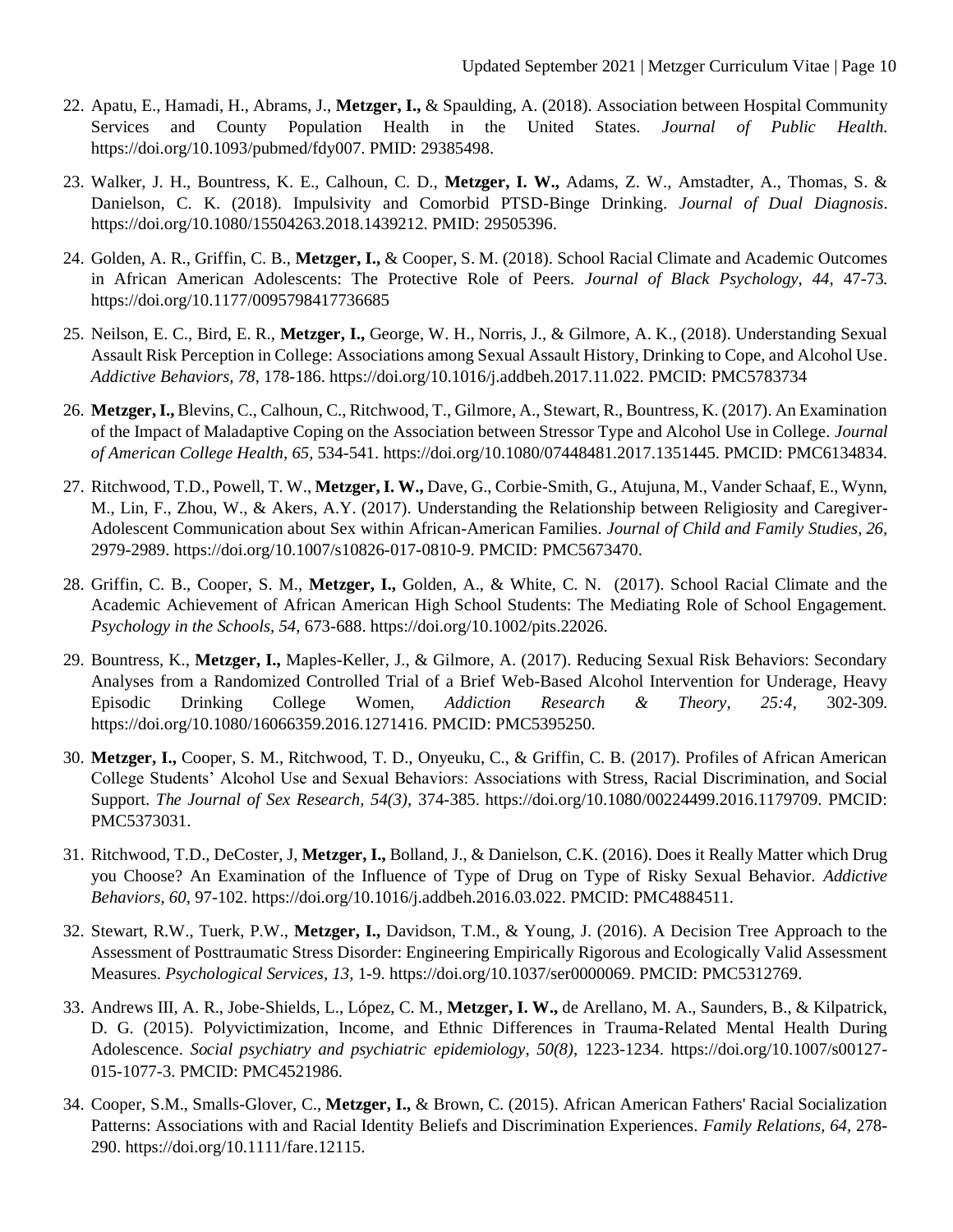22. Apatu, E., Hamadi, H., Abrams, J., **Metzger, I.,** & Spaulding, A. (2018). Association between Hospital Community Services and County Population Health in the United States. *Journal of Public Health.* https://doi.org/10.1093/pubmed/fdy007. PMID: 29385498.

23. Walker, J. H., Bountress, K. E., Calhoun, C. D., **Metzger, I. W.,** Adams, Z. W., Amstadter, A., Thomas, S. & Danielson, C. K. (2018). Impulsivity and Comorbid PTSD-Binge Drinking. *Journal of Dual Diagnosis*. https://doi.org/10.1080/15504263.2018.1439212. PMID: 29505396.

24. Golden, A. R., Griffin, C. B., **Metzger, I.,** & Cooper, S. M. (2018). School Racial Climate and Academic Outcomes in African American Adolescents: The Protective Role of Peers. *Journal of Black Psychology, 44,* 47-73. https://doi.org/10.1177/0095798417736685

25. Neilson, E. C., Bird, E. R., **Metzger, I.,** George, W. H., Norris, J., & Gilmore, A. K., (2018). Understanding Sexual Assault Risk Perception in College: Associations among Sexual Assault History, Drinking to Cope, and Alcohol Use. *Addictive Behaviors, 78*, 178-186. https://doi.org/10.1016/j.addbeh.2017.11.022. PMCID: PMC5783734

26. **Metzger, I.,** Blevins, C., Calhoun, C., Ritchwood, T., Gilmore, A., Stewart, R., Bountress, K. (2017). An Examination of the Impact of Maladaptive Coping on the Association between Stressor Type and Alcohol Use in College. *Journal of American College Health, 65,* 534-541. https://doi.org/10.1080/07448481.2017.1351445. PMCID: PMC6134834.

27. Ritchwood, T.D., Powell, T. W., **Metzger, I. W.,** Dave, G., Corbie-Smith, G., Atujuna, M., Vander Schaaf, E., Wynn, M., Lin, F., Zhou, W., & Akers, A.Y. (2017). Understanding the Relationship between Religiosity and Caregiver-Adolescent Communication about Sex within African-American Families. *Journal of Child and Family Studies, 26,* 2979-2989. https://doi.org/10.1007/s10826-017-0810-9. PMCID: PMC5673470.

28. Griffin, C. B., Cooper, S. M., **Metzger, I.,** Golden, A., & White, C. N. (2017). School Racial Climate and the Academic Achievement of African American High School Students: The Mediating Role of School Engagement. *Psychology in the Schools, 54*, 673-688. https://doi.org/10.1002/pits.22026.

29. Bountress, K., **Metzger, I.,** Maples-Keller, J., & Gilmore, A. (2017). Reducing Sexual Risk Behaviors: Secondary Analyses from a Randomized Controlled Trial of a Brief Web-Based Alcohol Intervention for Underage, Heavy Episodic Drinking College Women, *Addiction Research & Theory, 25:4*, 302-309. https://doi.org/10.1080/16066359.2016.1271416. PMCID: PMC5395250.

30. **Metzger, I.,** Cooper, S. M., Ritchwood, T. D., Onyeuku, C., & Griffin, C. B. (2017). Profiles of African American College Students' Alcohol Use and Sexual Behaviors: Associations with Stress, Racial Discrimination, and Social Support. *The Journal of Sex Research, 54(3),* 374-385. https://doi.org/10.1080/00224499.2016.1179709. PMCID: PMC5373031.

31. Ritchwood, T.D., DeCoster, J, **Metzger, I.,** Bolland, J., & Danielson, C.K. (2016). Does it Really Matter which Drug you Choose? An Examination of the Influence of Type of Drug on Type of Risky Sexual Behavior. *Addictive Behaviors, 60,* 97-102. https://doi.org/10.1016/j.addbeh.2016.03.022. PMCID: PMC4884511.

32. Stewart, R.W., Tuerk, P.W., **Metzger, I.,** Davidson, T.M., & Young, J. (2016). A Decision Tree Approach to the Assessment of Posttraumatic Stress Disorder: Engineering Empirically Rigorous and Ecologically Valid Assessment Measures. *Psychological Services, 13,* 1-9. https://doi.org/10.1037/ser0000069. PMCID: PMC5312769.

33. Andrews III, A. R., Jobe-Shields, L., López, C. M., **Metzger, I. W.,** de Arellano, M. A., Saunders, B., & Kilpatrick, D. G. (2015). Polyvictimization, Income, and Ethnic Differences in Trauma-Related Mental Health During Adolescence. *Social psychiatry and psychiatric epidemiology, 50(8),* 1223-1234. https://doi.org/10.1007/s00127-015-1077-3. PMCID: PMC4521986.

34. Cooper, S.M., Smalls-Glover, C., **Metzger, I.,** & Brown, C. (2015). African American Fathers' Racial Socialization Patterns: Associations with and Racial Identity Beliefs and Discrimination Experiences. *Family Relations, 64,* 278-290. https://doi.org/10.1111/fare.12115.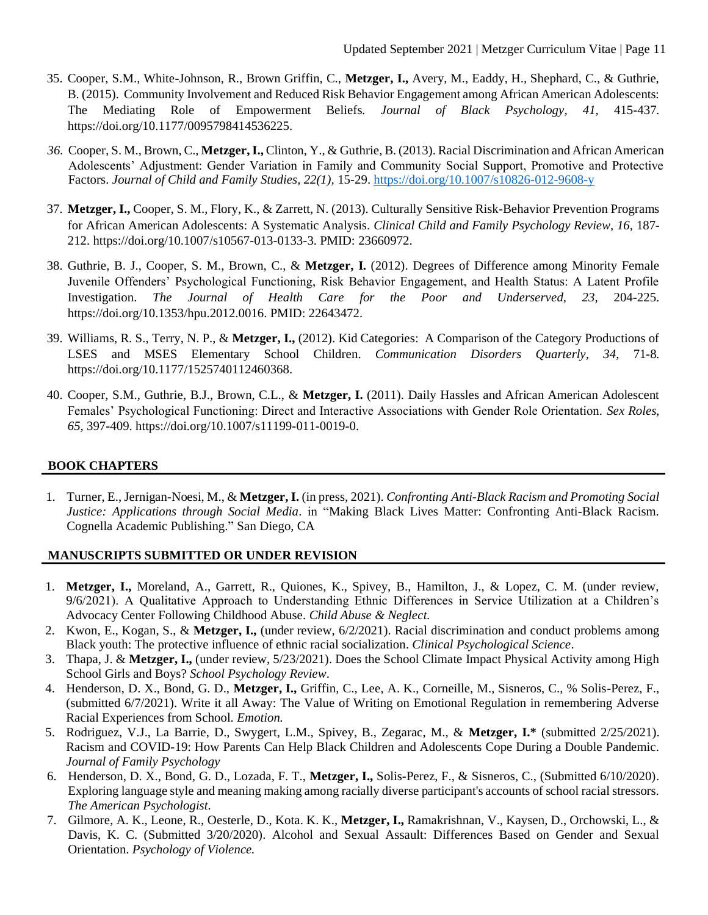35. Cooper, S.M., White-Johnson, R., Brown Griffin, C., **Metzger, I.,** Avery, M., Eaddy, H., Shephard, C., & Guthrie, B. (2015). Community Involvement and Reduced Risk Behavior Engagement among African American Adolescents: The Mediating Role of Empowerment Beliefs. *Journal of Black Psychology, 41,* 415-437. https://doi.org/10.1177/0095798414536225.

36. Cooper, S. M., Brown, C., **Metzger, I.,** Clinton, Y., & Guthrie, B. (2013). Racial Discrimination and African American Adolescents' Adjustment: Gender Variation in Family and Community Social Support, Promotive and Protective Factors. *Journal of Child and Family Studies, 22(1),* 15-29. https://doi.org/10.1007/s10826-012-9608-y

37. **Metzger, I.,** Cooper, S. M., Flory, K., & Zarrett, N. (2013). Culturally Sensitive Risk-Behavior Prevention Programs for African American Adolescents: A Systematic Analysis. *Clinical Child and Family Psychology Review, 16,* 187-212. https://doi.org/10.1007/s10567-013-0133-3. PMID: 23660972.

38. Guthrie, B. J., Cooper, S. M., Brown, C., & **Metzger, I.** (2012). Degrees of Difference among Minority Female Juvenile Offenders' Psychological Functioning, Risk Behavior Engagement, and Health Status: A Latent Profile Investigation. *The Journal of Health Care for the Poor and Underserved, 23,* 204-225. https://doi.org/10.1353/hpu.2012.0016. PMID: 22643472.

39. Williams, R. S., Terry, N. P., & **Metzger, I.,** (2012). Kid Categories: A Comparison of the Category Productions of LSES and MSES Elementary School Children. *Communication Disorders Quarterly, 34,* 71-8. https://doi.org/10.1177/1525740112460368.

40. Cooper, S.M., Guthrie, B.J., Brown, C.L., & **Metzger, I.** (2011). Daily Hassles and African American Adolescent Females' Psychological Functioning: Direct and Interactive Associations with Gender Role Orientation. *Sex Roles, 65,* 397-409. https://doi.org/10.1007/s11199-011-0019-0.

## BOOK CHAPTERS

1. Turner, E., Jernigan-Noesi, M., & **Metzger, I.** (in press, 2021). *Confronting Anti-Black Racism and Promoting Social Justice: Applications through Social Media*. in "Making Black Lives Matter: Confronting Anti-Black Racism. Cognella Academic Publishing." San Diego, CA

## MANUSCRIPTS SUBMITTED OR UNDER REVISION

1. **Metzger, I.,** Moreland, A., Garrett, R., Quiones, K., Spivey, B., Hamilton, J., & Lopez, C. M. (under review, 9/6/2021). A Qualitative Approach to Understanding Ethnic Differences in Service Utilization at a Children's Advocacy Center Following Childhood Abuse. *Child Abuse & Neglect.*
2. Kwon, E., Kogan, S., & **Metzger, I.,** (under review, 6/2/2021). Racial discrimination and conduct problems among Black youth: The protective influence of ethnic racial socialization. *Clinical Psychological Science*.
3. Thapa, J. & **Metzger, I.,** (under review, 5/23/2021). Does the School Climate Impact Physical Activity among High School Girls and Boys? *School Psychology Review*.
4. Henderson, D. X., Bond, G. D., **Metzger, I.,** Griffin, C., Lee, A. K., Corneille, M., Sisneros, C., % Solis-Perez, F., (submitted 6/7/2021). Write it all Away: The Value of Writing on Emotional Regulation in remembering Adverse Racial Experiences from School. *Emotion.*
5. Rodriguez, V.J., La Barrie, D., Swygert, L.M., Spivey, B., Zegarac, M., & **Metzger, I.*** (submitted 2/25/2021). Racism and COVID-19: How Parents Can Help Black Children and Adolescents Cope During a Double Pandemic. *Journal of Family Psychology*
6. Henderson, D. X., Bond, G. D., Lozada, F. T., **Metzger, I.,** Solis-Perez, F., & Sisneros, C., (Submitted 6/10/2020). Exploring language style and meaning making among racially diverse participant's accounts of school racial stressors. *The American Psychologist*.
7. Gilmore, A. K., Leone, R., Oesterle, D., Kota. K. K., **Metzger, I.,** Ramakrishnan, V., Kaysen, D., Orchowski, L., & Davis, K. C. (Submitted 3/20/2020). Alcohol and Sexual Assault: Differences Based on Gender and Sexual Orientation. *Psychology of Violence.*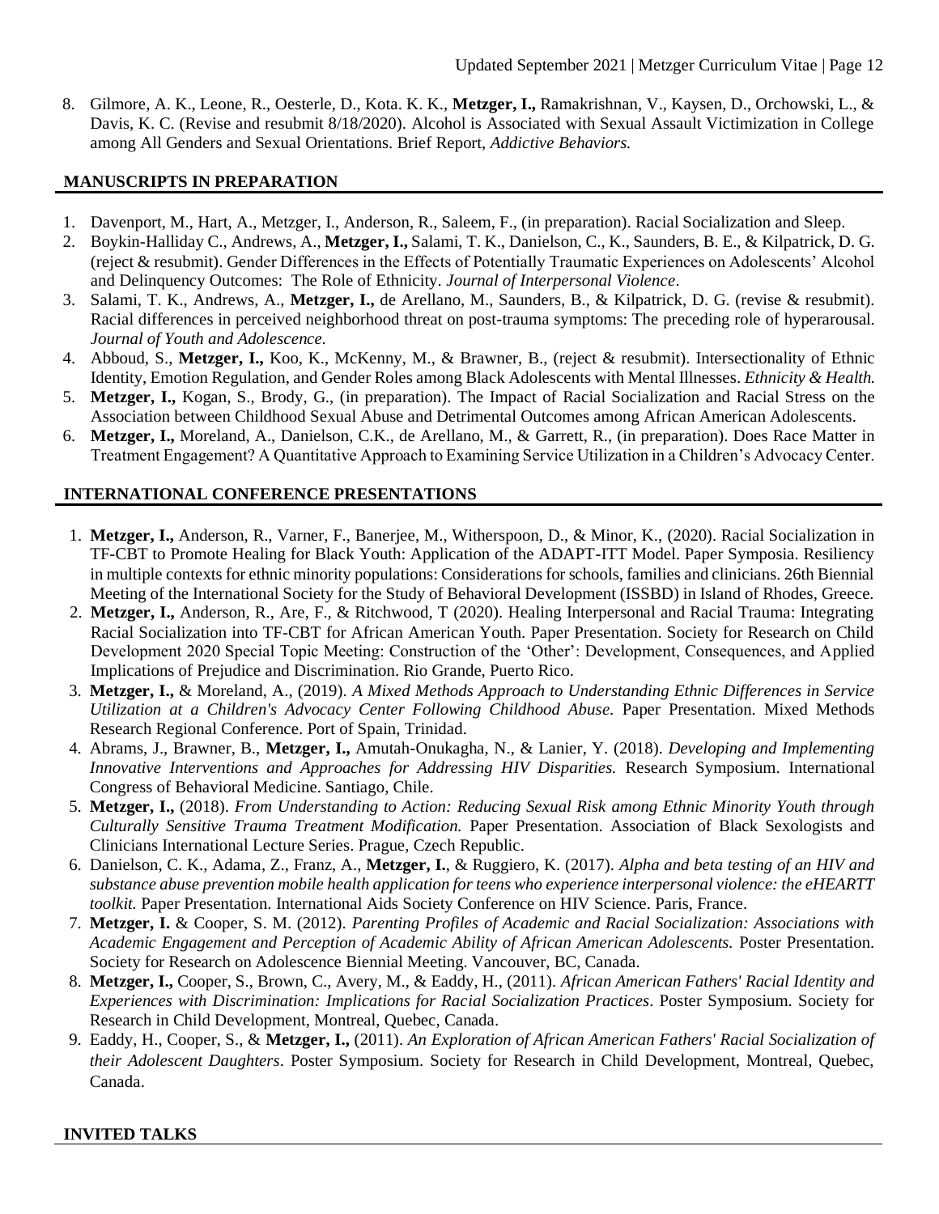8. Gilmore, A. K., Leone, R., Oesterle, D., Kota. K. K., **Metzger, I.,** Ramakrishnan, V., Kaysen, D., Orchowski, L., & Davis, K. C. (Revise and resubmit 8/18/2020). Alcohol is Associated with Sexual Assault Victimization in College among All Genders and Sexual Orientations. Brief Report, *Addictive Behaviors.*

## MANUSCRIPTS IN PREPARATION

1. Davenport, M., Hart, A., Metzger, I., Anderson, R., Saleem, F., (in preparation). Racial Socialization and Sleep.
2. Boykin-Halliday C., Andrews, A., **Metzger, I.,** Salami, T. K., Danielson, C., K., Saunders, B. E., & Kilpatrick, D. G. (reject & resubmit). Gender Differences in the Effects of Potentially Traumatic Experiences on Adolescents' Alcohol and Delinquency Outcomes: The Role of Ethnicity. *Journal of Interpersonal Violence*.
3. Salami, T. K., Andrews, A., **Metzger, I.,** de Arellano, M., Saunders, B., & Kilpatrick, D. G. (revise & resubmit). Racial differences in perceived neighborhood threat on post-trauma symptoms: The preceding role of hyperarousal. *Journal of Youth and Adolescence.*
4. Abboud, S., **Metzger, I.,** Koo, K., McKenny, M., & Brawner, B., (reject & resubmit). Intersectionality of Ethnic Identity, Emotion Regulation, and Gender Roles among Black Adolescents with Mental Illnesses. *Ethnicity & Health.*
5. **Metzger, I.,** Kogan, S., Brody, G., (in preparation). The Impact of Racial Socialization and Racial Stress on the Association between Childhood Sexual Abuse and Detrimental Outcomes among African American Adolescents.
6. **Metzger, I.,** Moreland, A., Danielson, C.K., de Arellano, M., & Garrett, R., (in preparation). Does Race Matter in Treatment Engagement? A Quantitative Approach to Examining Service Utilization in a Children's Advocacy Center.

## INTERNATIONAL CONFERENCE PRESENTATIONS

1. **Metzger, I.,** Anderson, R., Varner, F., Banerjee, M., Witherspoon, D., & Minor, K., (2020). Racial Socialization in TF-CBT to Promote Healing for Black Youth: Application of the ADAPT-ITT Model. Paper Symposia. Resiliency in multiple contexts for ethnic minority populations: Considerations for schools, families and clinicians. 26th Biennial Meeting of the International Society for the Study of Behavioral Development (ISSBD) in Island of Rhodes, Greece.
2. **Metzger, I.,** Anderson, R., Are, F., & Ritchwood, T (2020). Healing Interpersonal and Racial Trauma: Integrating Racial Socialization into TF-CBT for African American Youth. Paper Presentation. Society for Research on Child Development 2020 Special Topic Meeting: Construction of the 'Other': Development, Consequences, and Applied Implications of Prejudice and Discrimination. Rio Grande, Puerto Rico.
3. **Metzger, I.,** & Moreland, A., (2019). *A Mixed Methods Approach to Understanding Ethnic Differences in Service Utilization at a Children's Advocacy Center Following Childhood Abuse*. Paper Presentation. Mixed Methods Research Regional Conference. Port of Spain, Trinidad.
4. Abrams, J., Brawner, B., **Metzger, I.,** Amutah-Onukagha, N., & Lanier, Y. (2018). *Developing and Implementing Innovative Interventions and Approaches for Addressing HIV Disparities.* Research Symposium. International Congress of Behavioral Medicine. Santiago, Chile.
5. **Metzger, I.,** (2018). *From Understanding to Action: Reducing Sexual Risk among Ethnic Minority Youth through Culturally Sensitive Trauma Treatment Modification.* Paper Presentation. Association of Black Sexologists and Clinicians International Lecture Series. Prague, Czech Republic.
6. Danielson, C. K., Adama, Z., Franz, A., **Metzger, I.**, & Ruggiero, K. (2017). *Alpha and beta testing of an HIV and substance abuse prevention mobile health application for teens who experience interpersonal violence: the eHEARTT toolkit.* Paper Presentation. International Aids Society Conference on HIV Science. Paris, France.
7. **Metzger, I.** & Cooper, S. M. (2012). *Parenting Profiles of Academic and Racial Socialization: Associations with Academic Engagement and Perception of Academic Ability of African American Adolescents.* Poster Presentation. Society for Research on Adolescence Biennial Meeting. Vancouver, BC, Canada.
8. **Metzger, I.,** Cooper, S., Brown, C., Avery, M., & Eaddy, H., (2011). *African American Fathers' Racial Identity and Experiences with Discrimination: Implications for Racial Socialization Practices*. Poster Symposium. Society for Research in Child Development, Montreal, Quebec, Canada.
9. Eaddy, H., Cooper, S., & **Metzger, I.,** (2011). *An Exploration of African American Fathers' Racial Socialization of their Adolescent Daughters*. Poster Symposium. Society for Research in Child Development, Montreal, Quebec, Canada.

## INVITED TALKS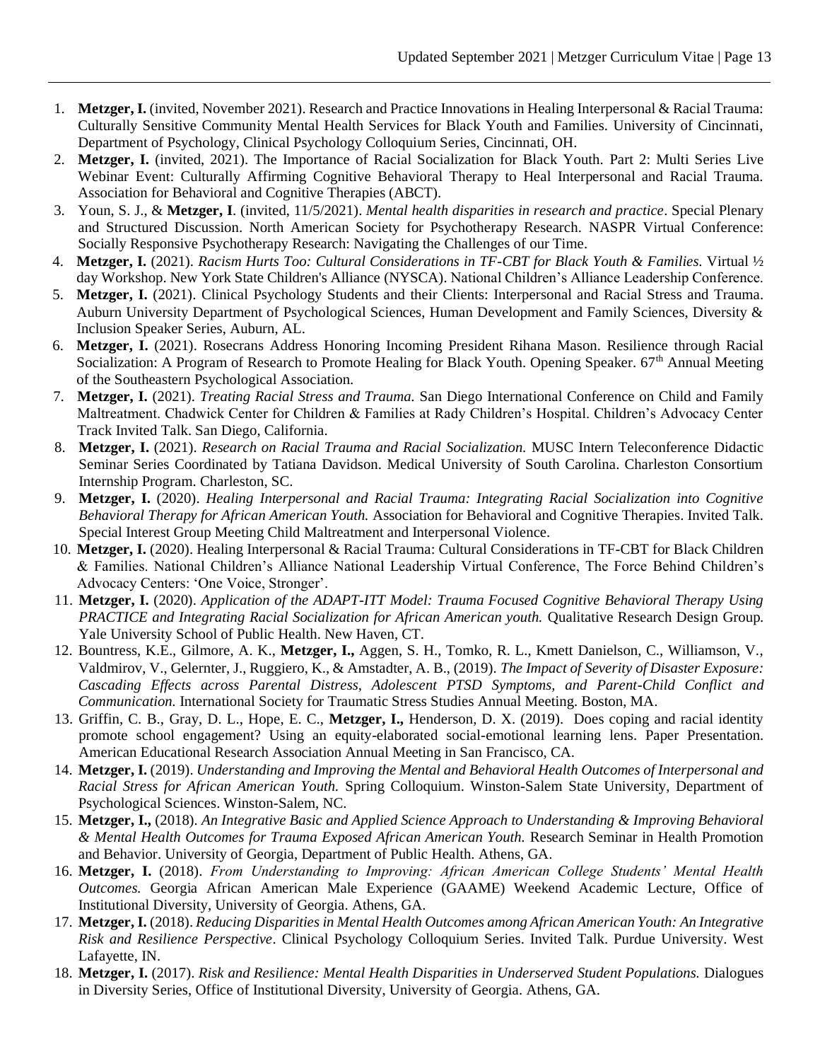1. **Metzger, I.** (invited, November 2021). Research and Practice Innovations in Healing Interpersonal & Racial Trauma: Culturally Sensitive Community Mental Health Services for Black Youth and Families. University of Cincinnati, Department of Psychology, Clinical Psychology Colloquium Series, Cincinnati, OH.
2. **Metzger, I.** (invited, 2021). The Importance of Racial Socialization for Black Youth. Part 2: Multi Series Live Webinar Event: Culturally Affirming Cognitive Behavioral Therapy to Heal Interpersonal and Racial Trauma. Association for Behavioral and Cognitive Therapies (ABCT).
3. Youn, S. J., & **Metzger, I**. (invited, 11/5/2021). *Mental health disparities in research and practice*. Special Plenary and Structured Discussion. North American Society for Psychotherapy Research. NASPR Virtual Conference: Socially Responsive Psychotherapy Research: Navigating the Challenges of our Time.
4. **Metzger, I.** (2021). *Racism Hurts Too: Cultural Considerations in TF-CBT for Black Youth & Families.* Virtual ½ day Workshop. New York State Children's Alliance (NYSCA). National Children's Alliance Leadership Conference.
5. **Metzger, I.** (2021). Clinical Psychology Students and their Clients: Interpersonal and Racial Stress and Trauma. Auburn University Department of Psychological Sciences, Human Development and Family Sciences, Diversity & Inclusion Speaker Series, Auburn, AL.
6. **Metzger, I.** (2021). Rosecrans Address Honoring Incoming President Rihana Mason. Resilience through Racial Socialization: A Program of Research to Promote Healing for Black Youth. Opening Speaker. 67th Annual Meeting of the Southeastern Psychological Association.
7. **Metzger, I.** (2021). *Treating Racial Stress and Trauma.* San Diego International Conference on Child and Family Maltreatment. Chadwick Center for Children & Families at Rady Children's Hospital. Children's Advocacy Center Track Invited Talk. San Diego, California.
8. **Metzger, I.** (2021). *Research on Racial Trauma and Racial Socialization.* MUSC Intern Teleconference Didactic Seminar Series Coordinated by Tatiana Davidson. Medical University of South Carolina. Charleston Consortium Internship Program. Charleston, SC.
9. **Metzger, I.** (2020). *Healing Interpersonal and Racial Trauma: Integrating Racial Socialization into Cognitive Behavioral Therapy for African American Youth.* Association for Behavioral and Cognitive Therapies. Invited Talk. Special Interest Group Meeting Child Maltreatment and Interpersonal Violence.
10. **Metzger, I.** (2020). Healing Interpersonal & Racial Trauma: Cultural Considerations in TF-CBT for Black Children & Families. National Children's Alliance National Leadership Virtual Conference, The Force Behind Children's Advocacy Centers: 'One Voice, Stronger'.
11. **Metzger, I.** (2020). *Application of the ADAPT-ITT Model: Trauma Focused Cognitive Behavioral Therapy Using PRACTICE and Integrating Racial Socialization for African American youth.* Qualitative Research Design Group. Yale University School of Public Health. New Haven, CT.
12. Bountress, K.E., Gilmore, A. K., **Metzger, I.,** Aggen, S. H., Tomko, R. L., Kmett Danielson, C., Williamson, V., Valdmirov, V., Gelernter, J., Ruggiero, K., & Amstadter, A. B., (2019). *The Impact of Severity of Disaster Exposure: Cascading Effects across Parental Distress, Adolescent PTSD Symptoms, and Parent-Child Conflict and Communication.* International Society for Traumatic Stress Studies Annual Meeting. Boston, MA.
13. Griffin, C. B., Gray, D. L., Hope, E. C., **Metzger, I.,** Henderson, D. X. (2019). Does coping and racial identity promote school engagement? Using an equity-elaborated social-emotional learning lens. Paper Presentation. American Educational Research Association Annual Meeting in San Francisco, CA.
14. **Metzger, I.** (2019). *Understanding and Improving the Mental and Behavioral Health Outcomes of Interpersonal and Racial Stress for African American Youth.* Spring Colloquium. Winston-Salem State University, Department of Psychological Sciences. Winston-Salem, NC.
15. **Metzger, I.,** (2018). *An Integrative Basic and Applied Science Approach to Understanding & Improving Behavioral & Mental Health Outcomes for Trauma Exposed African American Youth.* Research Seminar in Health Promotion and Behavior. University of Georgia, Department of Public Health. Athens, GA.
16. **Metzger, I.** (2018). *From Understanding to Improving: African American College Students' Mental Health Outcomes.* Georgia African American Male Experience (GAAME) Weekend Academic Lecture, Office of Institutional Diversity, University of Georgia. Athens, GA.
17. **Metzger, I.** (2018). *Reducing Disparities in Mental Health Outcomes among African American Youth: An Integrative Risk and Resilience Perspective*. Clinical Psychology Colloquium Series. Invited Talk. Purdue University. West Lafayette, IN.
18. **Metzger, I.** (2017). *Risk and Resilience: Mental Health Disparities in Underserved Student Populations.* Dialogues in Diversity Series, Office of Institutional Diversity, University of Georgia. Athens, GA.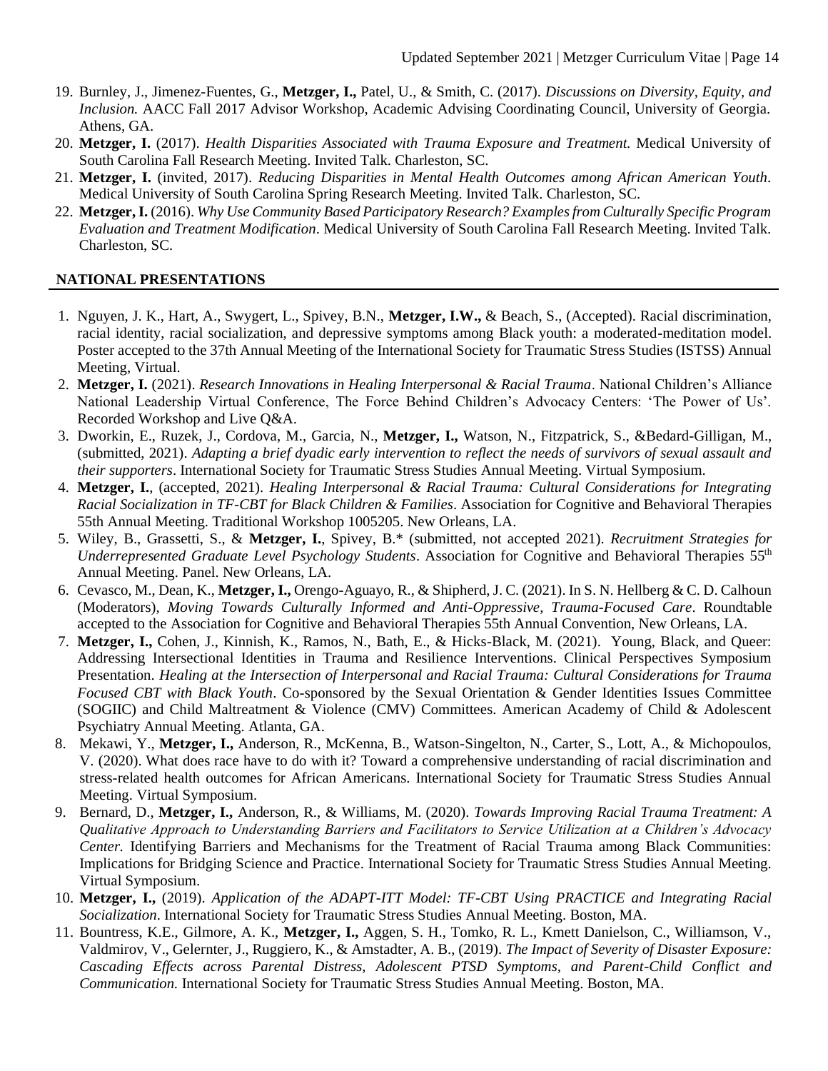19. Burnley, J., Jimenez-Fuentes, G., **Metzger, I.,** Patel, U., & Smith, C. (2017). *Discussions on Diversity, Equity, and Inclusion.* AACC Fall 2017 Advisor Workshop, Academic Advising Coordinating Council, University of Georgia. Athens, GA.
20. **Metzger, I.** (2017). *Health Disparities Associated with Trauma Exposure and Treatment.* Medical University of South Carolina Fall Research Meeting. Invited Talk. Charleston, SC.
21. **Metzger, I.** (invited, 2017). *Reducing Disparities in Mental Health Outcomes among African American Youth*. Medical University of South Carolina Spring Research Meeting. Invited Talk. Charleston, SC.
22. **Metzger, I.** (2016). *Why Use Community Based Participatory Research? Examples from Culturally Specific Program Evaluation and Treatment Modification*. Medical University of South Carolina Fall Research Meeting. Invited Talk. Charleston, SC.

## NATIONAL PRESENTATIONS

1. Nguyen, J. K., Hart, A., Swygert, L., Spivey, B.N., **Metzger, I.W.,** & Beach, S., (Accepted). Racial discrimination, racial identity, racial socialization, and depressive symptoms among Black youth: a moderated-meditation model. Poster accepted to the 37th Annual Meeting of the International Society for Traumatic Stress Studies (ISTSS) Annual Meeting, Virtual.
2. **Metzger, I.** (2021). *Research Innovations in Healing Interpersonal & Racial Trauma*. National Children's Alliance National Leadership Virtual Conference, The Force Behind Children's Advocacy Centers: 'The Power of Us'. Recorded Workshop and Live Q&A.
3. Dworkin, E., Ruzek, J., Cordova, M., Garcia, N., **Metzger, I.,** Watson, N., Fitzpatrick, S., &Bedard-Gilligan, M., (submitted, 2021). *Adapting a brief dyadic early intervention to reflect the needs of survivors of sexual assault and their supporters*. International Society for Traumatic Stress Studies Annual Meeting. Virtual Symposium.
4. **Metzger, I.**, (accepted, 2021). *Healing Interpersonal & Racial Trauma: Cultural Considerations for Integrating Racial Socialization in TF-CBT for Black Children & Families*. Association for Cognitive and Behavioral Therapies 55th Annual Meeting. Traditional Workshop 1005205. New Orleans, LA.
5. Wiley, B., Grassetti, S., & **Metzger, I.**, Spivey, B.* (submitted, not accepted 2021). *Recruitment Strategies for Underrepresented Graduate Level Psychology Students*. Association for Cognitive and Behavioral Therapies 55th Annual Meeting. Panel. New Orleans, LA.
6. Cevasco, M., Dean, K., **Metzger, I.,** Orengo-Aguayo, R., & Shipherd, J. C. (2021). In S. N. Hellberg & C. D. Calhoun (Moderators), *Moving Towards Culturally Informed and Anti-Oppressive, Trauma-Focused Care*. Roundtable accepted to the Association for Cognitive and Behavioral Therapies 55th Annual Convention, New Orleans, LA.
7. **Metzger, I.,** Cohen, J., Kinnish, K., Ramos, N., Bath, E., & Hicks-Black, M. (2021). Young, Black, and Queer: Addressing Intersectional Identities in Trauma and Resilience Interventions. Clinical Perspectives Symposium Presentation. *Healing at the Intersection of Interpersonal and Racial Trauma: Cultural Considerations for Trauma Focused CBT with Black Youth*. Co-sponsored by the Sexual Orientation & Gender Identities Issues Committee (SOGIIC) and Child Maltreatment & Violence (CMV) Committees. American Academy of Child & Adolescent Psychiatry Annual Meeting. Atlanta, GA.
8. Mekawi, Y., **Metzger, I.,** Anderson, R., McKenna, B., Watson-Singelton, N., Carter, S., Lott, A., & Michopoulos, V. (2020). What does race have to do with it? Toward a comprehensive understanding of racial discrimination and stress-related health outcomes for African Americans. International Society for Traumatic Stress Studies Annual Meeting. Virtual Symposium.
9. Bernard, D., **Metzger, I.,** Anderson, R., & Williams, M. (2020). *Towards Improving Racial Trauma Treatment: A Qualitative Approach to Understanding Barriers and Facilitators to Service Utilization at a Children's Advocacy Center.* Identifying Barriers and Mechanisms for the Treatment of Racial Trauma among Black Communities: Implications for Bridging Science and Practice. International Society for Traumatic Stress Studies Annual Meeting. Virtual Symposium.
10. **Metzger, I.,** (2019). *Application of the ADAPT-ITT Model: TF-CBT Using PRACTICE and Integrating Racial Socialization*. International Society for Traumatic Stress Studies Annual Meeting. Boston, MA.
11. Bountress, K.E., Gilmore, A. K., **Metzger, I.,** Aggen, S. H., Tomko, R. L., Kmett Danielson, C., Williamson, V., Valdmirov, V., Gelernter, J., Ruggiero, K., & Amstadter, A. B., (2019). *The Impact of Severity of Disaster Exposure: Cascading Effects across Parental Distress, Adolescent PTSD Symptoms, and Parent-Child Conflict and Communication.* International Society for Traumatic Stress Studies Annual Meeting. Boston, MA.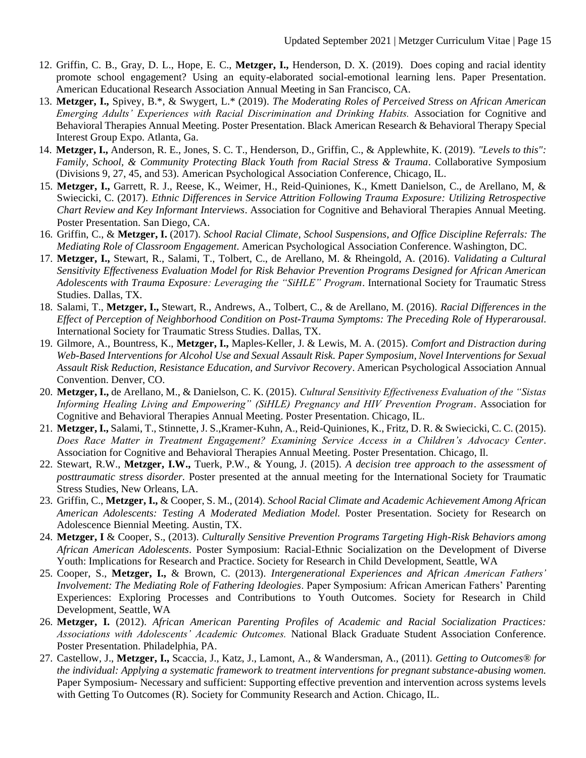12. Griffin, C. B., Gray, D. L., Hope, E. C., **Metzger, I.,** Henderson, D. X. (2019). Does coping and racial identity promote school engagement? Using an equity-elaborated social-emotional learning lens. Paper Presentation. American Educational Research Association Annual Meeting in San Francisco, CA.
13. **Metzger, I.,** Spivey, B.*, & Swygert, L.* (2019). *The Moderating Roles of Perceived Stress on African American Emerging Adults' Experiences with Racial Discrimination and Drinking Habits.* Association for Cognitive and Behavioral Therapies Annual Meeting. Poster Presentation. Black American Research & Behavioral Therapy Special Interest Group Expo. Atlanta, Ga.
14. **Metzger, I.,** Anderson, R. E., Jones, S. C. T., Henderson, D., Griffin, C., & Applewhite, K. (2019). *"Levels to this": Family, School, & Community Protecting Black Youth from Racial Stress & Trauma*. Collaborative Symposium (Divisions 9, 27, 45, and 53). American Psychological Association Conference, Chicago, IL.
15. **Metzger, I.,** Garrett, R. J., Reese, K., Weimer, H., Reid-Quiniones, K., Kmett Danielson, C., de Arellano, M, & Swiecicki, C. (2017). *Ethnic Differences in Service Attrition Following Trauma Exposure: Utilizing Retrospective Chart Review and Key Informant Interviews*. Association for Cognitive and Behavioral Therapies Annual Meeting. Poster Presentation. San Diego, CA.
16. Griffin, C., & **Metzger, I.** (2017). *School Racial Climate, School Suspensions, and Office Discipline Referrals: The Mediating Role of Classroom Engagement*. American Psychological Association Conference. Washington, DC.
17. **Metzger, I.,** Stewart, R., Salami, T., Tolbert, C., de Arellano, M. & Rheingold, A. (2016). *Validating a Cultural Sensitivity Effectiveness Evaluation Model for Risk Behavior Prevention Programs Designed for African American Adolescents with Trauma Exposure: Leveraging the "SiHLE" Program*. International Society for Traumatic Stress Studies. Dallas, TX.
18. Salami, T., **Metzger, I.,** Stewart, R., Andrews, A., Tolbert, C., & de Arellano, M. (2016). *Racial Differences in the Effect of Perception of Neighborhood Condition on Post-Trauma Symptoms: The Preceding Role of Hyperarousal*. International Society for Traumatic Stress Studies. Dallas, TX.
19. Gilmore, A., Bountress, K., **Metzger, I.,** Maples-Keller, J. & Lewis, M. A. (2015). *Comfort and Distraction during Web-Based Interventions for Alcohol Use and Sexual Assault Risk. Paper Symposium, Novel Interventions for Sexual Assault Risk Reduction, Resistance Education, and Survivor Recovery*. American Psychological Association Annual Convention. Denver, CO.
20. **Metzger, I.,** de Arellano, M., & Danielson, C. K. (2015). *Cultural Sensitivity Effectiveness Evaluation of the "Sistas Informing Healing Living and Empowering" (SiHLE) Pregnancy and HIV Prevention Program*. Association for Cognitive and Behavioral Therapies Annual Meeting. Poster Presentation. Chicago, IL.
21. **Metzger, I.,** Salami, T., Stinnette, J. S.,Kramer-Kuhn, A., Reid-Quiniones, K., Fritz, D. R. & Swiecicki, C. C. (2015). *Does Race Matter in Treatment Engagement? Examining Service Access in a Children's Advocacy Center*. Association for Cognitive and Behavioral Therapies Annual Meeting. Poster Presentation. Chicago, Il.
22. Stewart, R.W., **Metzger, I.W.,** Tuerk, P.W., & Young, J. (2015). *A decision tree approach to the assessment of posttraumatic stress disorder.* Poster presented at the annual meeting for the International Society for Traumatic Stress Studies, New Orleans, LA.
23. Griffin, C., **Metzger, I.,** & Cooper, S. M., (2014). *School Racial Climate and Academic Achievement Among African American Adolescents: Testing A Moderated Mediation Model.* Poster Presentation. Society for Research on Adolescence Biennial Meeting. Austin, TX.
24. **Metzger, I** & Cooper, S., (2013). *Culturally Sensitive Prevention Programs Targeting High-Risk Behaviors among African American Adolescents*. Poster Symposium: Racial-Ethnic Socialization on the Development of Diverse Youth: Implications for Research and Practice. Society for Research in Child Development, Seattle, WA
25. Cooper, S., **Metzger, I.,** & Brown, C. (2013). *Intergenerational Experiences and African American Fathers' Involvement: The Mediating Role of Fathering Ideologies*. Paper Symposium: African American Fathers' Parenting Experiences: Exploring Processes and Contributions to Youth Outcomes. Society for Research in Child Development, Seattle, WA
26. **Metzger, I.** (2012). *African American Parenting Profiles of Academic and Racial Socialization Practices: Associations with Adolescents' Academic Outcomes.* National Black Graduate Student Association Conference. Poster Presentation. Philadelphia, PA.
27. Castellow, J., **Metzger, I.,** Scaccia, J., Katz, J., Lamont, A., & Wandersman, A., (2011). *Getting to Outcomes® for the individual: Applying a systematic framework to treatment interventions for pregnant substance-abusing women.* Paper Symposium- Necessary and sufficient: Supporting effective prevention and intervention across systems levels with Getting To Outcomes (R). Society for Community Research and Action. Chicago, IL.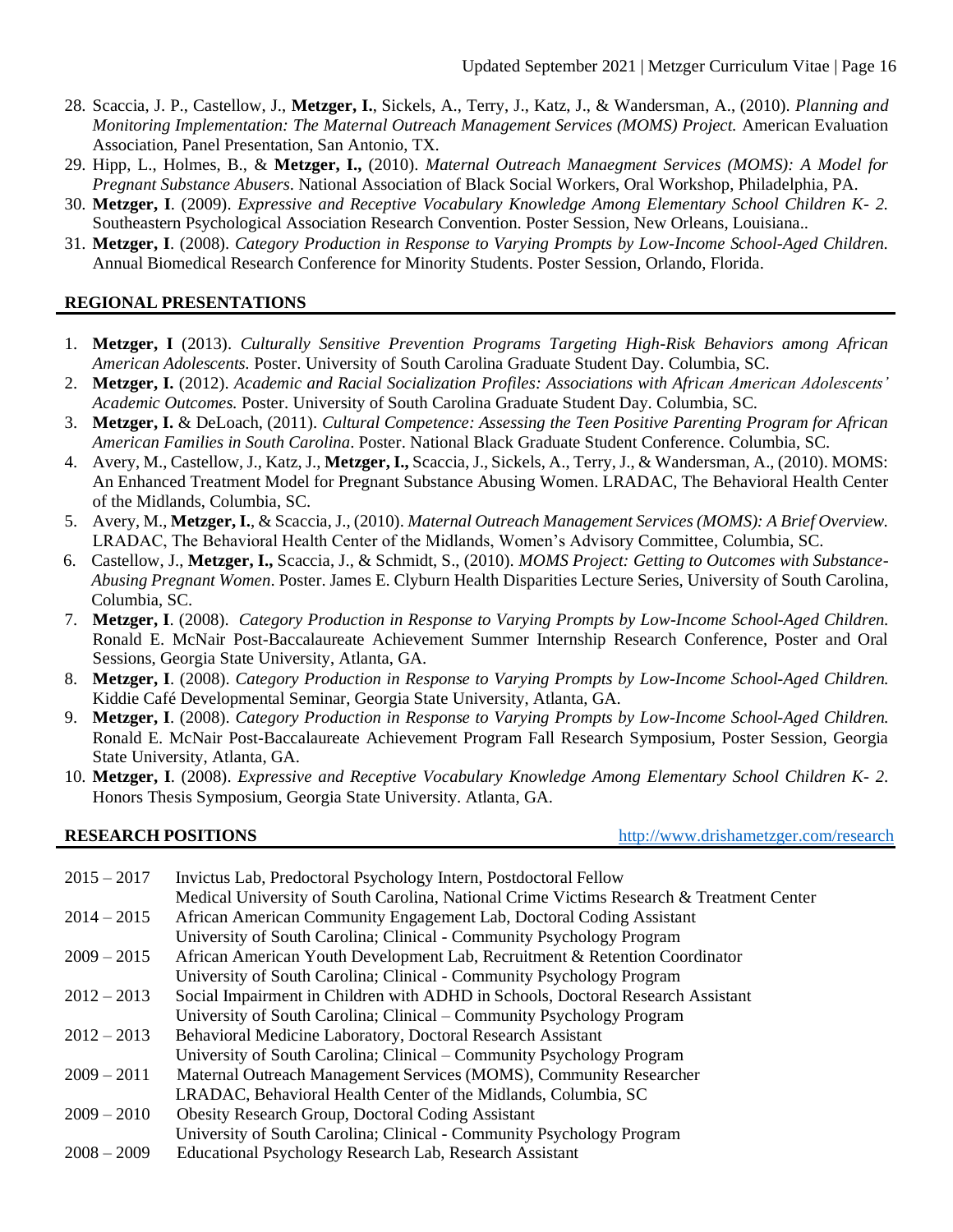28. Scaccia, J. P., Castellow, J., **Metzger, I.**, Sickels, A., Terry, J., Katz, J., & Wandersman, A., (2010). *Planning and Monitoring Implementation: The Maternal Outreach Management Services (MOMS) Project.* American Evaluation Association, Panel Presentation, San Antonio, TX.
29. Hipp, L., Holmes, B., & **Metzger, I.,** (2010). *Maternal Outreach Manaegment Services (MOMS): A Model for Pregnant Substance Abusers*. National Association of Black Social Workers, Oral Workshop, Philadelphia, PA.
30. **Metzger, I**. (2009). *Expressive and Receptive Vocabulary Knowledge Among Elementary School Children K- 2.* Southeastern Psychological Association Research Convention. Poster Session, New Orleans, Louisiana..
31. **Metzger, I**. (2008). *Category Production in Response to Varying Prompts by Low-Income School-Aged Children.* Annual Biomedical Research Conference for Minority Students. Poster Session, Orlando, Florida.

## REGIONAL PRESENTATIONS

1. **Metzger, I** (2013). *Culturally Sensitive Prevention Programs Targeting High-Risk Behaviors among African American Adolescents.* Poster. University of South Carolina Graduate Student Day. Columbia, SC.
2. **Metzger, I.** (2012). *Academic and Racial Socialization Profiles: Associations with African American Adolescents' Academic Outcomes.* Poster. University of South Carolina Graduate Student Day. Columbia, SC.
3. **Metzger, I.** & DeLoach, (2011). *Cultural Competence: Assessing the Teen Positive Parenting Program for African American Families in South Carolina*. Poster. National Black Graduate Student Conference. Columbia, SC.
4. Avery, M., Castellow, J., Katz, J., **Metzger, I.,** Scaccia, J., Sickels, A., Terry, J., & Wandersman, A., (2010). MOMS: An Enhanced Treatment Model for Pregnant Substance Abusing Women. LRADAC, The Behavioral Health Center of the Midlands, Columbia, SC.
5. Avery, M., **Metzger, I.**, & Scaccia, J., (2010). *Maternal Outreach Management Services (MOMS): A Brief Overview.* LRADAC, The Behavioral Health Center of the Midlands, Women's Advisory Committee, Columbia, SC.
6. Castellow, J., **Metzger, I.,** Scaccia, J., & Schmidt, S., (2010). *MOMS Project: Getting to Outcomes with Substance-Abusing Pregnant Women*. Poster. James E. Clyburn Health Disparities Lecture Series, University of South Carolina, Columbia, SC.
7. **Metzger, I**. (2008). *Category Production in Response to Varying Prompts by Low-Income School-Aged Children.* Ronald E. McNair Post-Baccalaureate Achievement Summer Internship Research Conference, Poster and Oral Sessions, Georgia State University, Atlanta, GA.
8. **Metzger, I**. (2008). *Category Production in Response to Varying Prompts by Low-Income School-Aged Children.* Kiddie Café Developmental Seminar, Georgia State University, Atlanta, GA.
9. **Metzger, I**. (2008). *Category Production in Response to Varying Prompts by Low-Income School-Aged Children.* Ronald E. McNair Post-Baccalaureate Achievement Program Fall Research Symposium, Poster Session, Georgia State University, Atlanta, GA.
10. **Metzger, I**. (2008). *Expressive and Receptive Vocabulary Knowledge Among Elementary School Children K- 2.* Honors Thesis Symposium, Georgia State University. Atlanta, GA.

## RESEARCH POSITIONS

http://www.drishametzger.com/research

2015 – 2017 Invictus Lab, Predoctoral Psychology Intern, Postdoctoral Fellow
Medical University of South Carolina, National Crime Victims Research & Treatment Center

2014 – 2015 African American Community Engagement Lab, Doctoral Coding Assistant
University of South Carolina; Clinical - Community Psychology Program

2009 – 2015 African American Youth Development Lab, Recruitment & Retention Coordinator
University of South Carolina; Clinical - Community Psychology Program

2012 – 2013 Social Impairment in Children with ADHD in Schools, Doctoral Research Assistant
University of South Carolina; Clinical – Community Psychology Program

2012 – 2013 Behavioral Medicine Laboratory, Doctoral Research Assistant
University of South Carolina; Clinical – Community Psychology Program

2009 – 2011 Maternal Outreach Management Services (MOMS), Community Researcher
LRADAC, Behavioral Health Center of the Midlands, Columbia, SC

2009 – 2010 Obesity Research Group, Doctoral Coding Assistant
University of South Carolina; Clinical - Community Psychology Program

2008 – 2009 Educational Psychology Research Lab, Research Assistant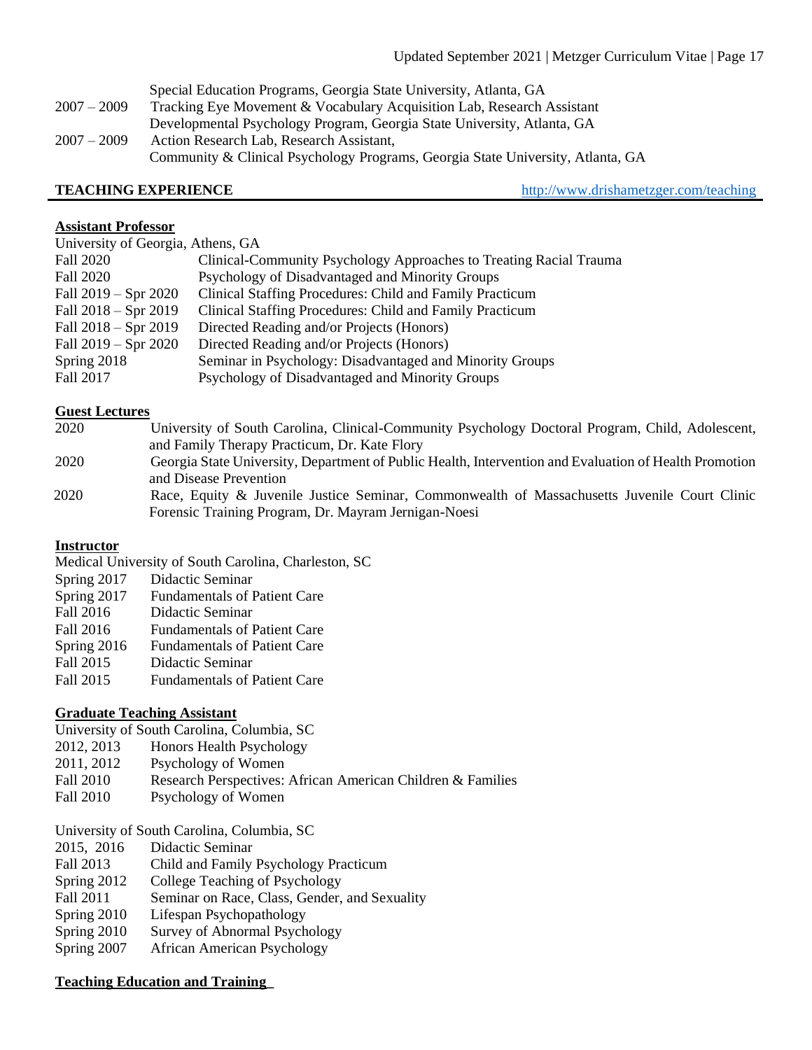Special Education Programs, Georgia State University, Atlanta, GA

2007 – 2009 Tracking Eye Movement & Vocabulary Acquisition Lab, Research Assistant
Developmental Psychology Program, Georgia State University, Atlanta, GA

2007 – 2009 Action Research Lab, Research Assistant,
Community & Clinical Psychology Programs, Georgia State University, Atlanta, GA

## TEACHING EXPERIENCE

http://www.drishametzger.com/teaching

**Assistant Professor**

University of Georgia, Athens, GA

Fall 2020 Clinical-Community Psychology Approaches to Treating Racial Trauma
Fall 2020 Psychology of Disadvantaged and Minority Groups
Fall 2019 – Spr 2020 Clinical Staffing Procedures: Child and Family Practicum
Fall 2018 – Spr 2019 Clinical Staffing Procedures: Child and Family Practicum
Fall 2018 – Spr 2019 Directed Reading and/or Projects (Honors)
Fall 2019 – Spr 2020 Directed Reading and/or Projects (Honors)
Spring 2018 Seminar in Psychology: Disadvantaged and Minority Groups
Fall 2017 Psychology of Disadvantaged and Minority Groups

**Guest Lectures**

2020 University of South Carolina, Clinical-Community Psychology Doctoral Program, Child, Adolescent, and Family Therapy Practicum, Dr. Kate Flory

2020 Georgia State University, Department of Public Health, Intervention and Evaluation of Health Promotion and Disease Prevention

2020 Race, Equity & Juvenile Justice Seminar, Commonwealth of Massachusetts Juvenile Court Clinic Forensic Training Program, Dr. Mayram Jernigan-Noesi

**Instructor**

Medical University of South Carolina, Charleston, SC

Spring 2017 Didactic Seminar
Spring 2017 Fundamentals of Patient Care
Fall 2016 Didactic Seminar
Fall 2016 Fundamentals of Patient Care
Spring 2016 Fundamentals of Patient Care
Fall 2015 Didactic Seminar
Fall 2015 Fundamentals of Patient Care

**Graduate Teaching Assistant**

University of South Carolina, Columbia, SC

2012, 2013 Honors Health Psychology
2011, 2012 Psychology of Women
Fall 2010 Research Perspectives: African American Children & Families
Fall 2010 Psychology of Women

University of South Carolina, Columbia, SC

2015, 2016 Didactic Seminar
Fall 2013 Child and Family Psychology Practicum
Spring 2012 College Teaching of Psychology
Fall 2011 Seminar on Race, Class, Gender, and Sexuality
Spring 2010 Lifespan Psychopathology
Spring 2010 Survey of Abnormal Psychology
Spring 2007 African American Psychology

**Teaching Education and Training**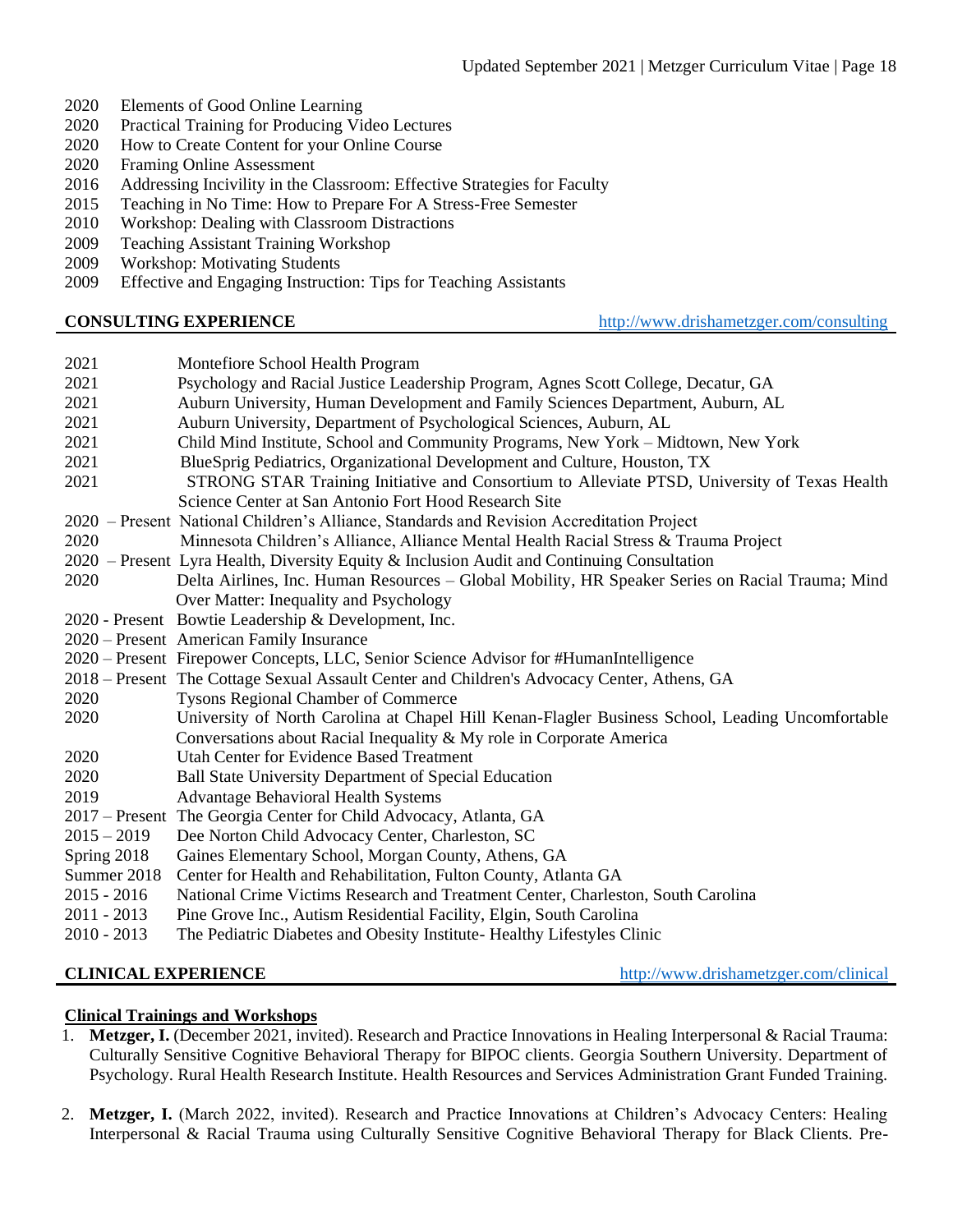2020 Elements of Good Online Learning
2020 Practical Training for Producing Video Lectures
2020 How to Create Content for your Online Course
2020 Framing Online Assessment
2016 Addressing Incivility in the Classroom: Effective Strategies for Faculty
2015 Teaching in No Time: How to Prepare For A Stress-Free Semester
2010 Workshop: Dealing with Classroom Distractions
2009 Teaching Assistant Training Workshop
2009 Workshop: Motivating Students
2009 Effective and Engaging Instruction: Tips for Teaching Assistants

## CONSULTING EXPERIENCE

http://www.drishametzger.com/consulting

2021 Montefiore School Health Program
2021 Psychology and Racial Justice Leadership Program, Agnes Scott College, Decatur, GA
2021 Auburn University, Human Development and Family Sciences Department, Auburn, AL
2021 Auburn University, Department of Psychological Sciences, Auburn, AL
2021 Child Mind Institute, School and Community Programs, New York – Midtown, New York
2021 BlueSprig Pediatrics, Organizational Development and Culture, Houston, TX
2021 STRONG STAR Training Initiative and Consortium to Alleviate PTSD, University of Texas Health Science Center at San Antonio Fort Hood Research Site
2020 – Present National Children's Alliance, Standards and Revision Accreditation Project
2020 Minnesota Children's Alliance, Alliance Mental Health Racial Stress & Trauma Project
2020 – Present Lyra Health, Diversity Equity & Inclusion Audit and Continuing Consultation
2020 Delta Airlines, Inc. Human Resources – Global Mobility, HR Speaker Series on Racial Trauma; Mind Over Matter: Inequality and Psychology
2020 - Present Bowtie Leadership & Development, Inc.
2020 – Present American Family Insurance
2020 – Present Firepower Concepts, LLC, Senior Science Advisor for #HumanIntelligence
2018 – Present The Cottage Sexual Assault Center and Children's Advocacy Center, Athens, GA
2020 Tysons Regional Chamber of Commerce
2020 University of North Carolina at Chapel Hill Kenan-Flagler Business School, Leading Uncomfortable Conversations about Racial Inequality & My role in Corporate America
2020 Utah Center for Evidence Based Treatment
2020 Ball State University Department of Special Education
2019 Advantage Behavioral Health Systems
2017 – Present The Georgia Center for Child Advocacy, Atlanta, GA
2015 – 2019 Dee Norton Child Advocacy Center, Charleston, SC
Spring 2018 Gaines Elementary School, Morgan County, Athens, GA
Summer 2018 Center for Health and Rehabilitation, Fulton County, Atlanta GA
2015 - 2016 National Crime Victims Research and Treatment Center, Charleston, South Carolina
2011 - 2013 Pine Grove Inc., Autism Residential Facility, Elgin, South Carolina
2010 - 2013 The Pediatric Diabetes and Obesity Institute- Healthy Lifestyles Clinic

## CLINICAL EXPERIENCE

http://www.drishametzger.com/clinical

### Clinical Trainings and Workshops

1. **Metzger, I.** (December 2021, invited). Research and Practice Innovations in Healing Interpersonal & Racial Trauma: Culturally Sensitive Cognitive Behavioral Therapy for BIPOC clients. Georgia Southern University. Department of Psychology. Rural Health Research Institute. Health Resources and Services Administration Grant Funded Training.

2. **Metzger, I.** (March 2022, invited). Research and Practice Innovations at Children's Advocacy Centers: Healing Interpersonal & Racial Trauma using Culturally Sensitive Cognitive Behavioral Therapy for Black Clients. Pre-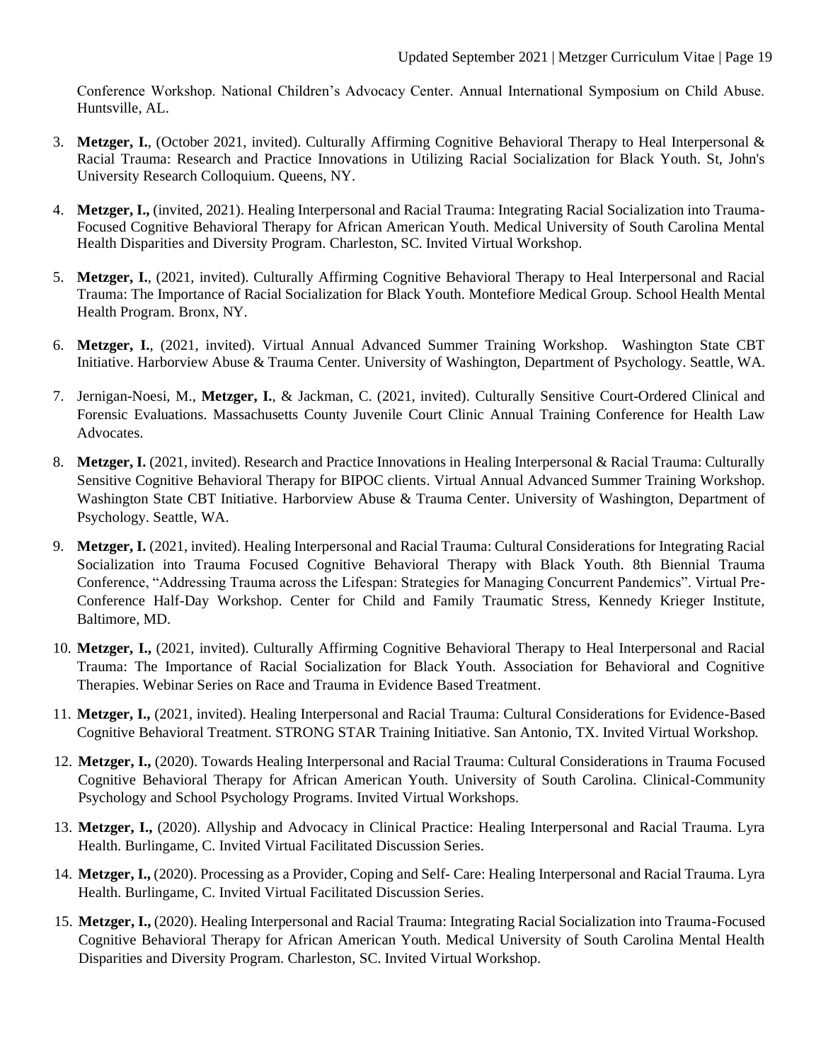Conference Workshop. National Children's Advocacy Center. Annual International Symposium on Child Abuse. Huntsville, AL.

3. **Metzger, I.**, (October 2021, invited). Culturally Affirming Cognitive Behavioral Therapy to Heal Interpersonal & Racial Trauma: Research and Practice Innovations in Utilizing Racial Socialization for Black Youth. St, John's University Research Colloquium. Queens, NY.

4. **Metzger, I.,** (invited, 2021). Healing Interpersonal and Racial Trauma: Integrating Racial Socialization into Trauma-Focused Cognitive Behavioral Therapy for African American Youth. Medical University of South Carolina Mental Health Disparities and Diversity Program. Charleston, SC. Invited Virtual Workshop.

5. **Metzger, I.**, (2021, invited). Culturally Affirming Cognitive Behavioral Therapy to Heal Interpersonal and Racial Trauma: The Importance of Racial Socialization for Black Youth. Montefiore Medical Group. School Health Mental Health Program. Bronx, NY.

6. **Metzger, I.**, (2021, invited). Virtual Annual Advanced Summer Training Workshop. Washington State CBT Initiative. Harborview Abuse & Trauma Center. University of Washington, Department of Psychology. Seattle, WA.

7. Jernigan-Noesi, M., **Metzger, I.**, & Jackman, C. (2021, invited). Culturally Sensitive Court-Ordered Clinical and Forensic Evaluations. Massachusetts County Juvenile Court Clinic Annual Training Conference for Health Law Advocates.

8. **Metzger, I.** (2021, invited). Research and Practice Innovations in Healing Interpersonal & Racial Trauma: Culturally Sensitive Cognitive Behavioral Therapy for BIPOC clients. Virtual Annual Advanced Summer Training Workshop. Washington State CBT Initiative. Harborview Abuse & Trauma Center. University of Washington, Department of Psychology. Seattle, WA.

9. **Metzger, I.** (2021, invited). Healing Interpersonal and Racial Trauma: Cultural Considerations for Integrating Racial Socialization into Trauma Focused Cognitive Behavioral Therapy with Black Youth. 8th Biennial Trauma Conference, "Addressing Trauma across the Lifespan: Strategies for Managing Concurrent Pandemics". Virtual Pre-Conference Half-Day Workshop. Center for Child and Family Traumatic Stress, Kennedy Krieger Institute, Baltimore, MD.

10. **Metzger, I.,** (2021, invited). Culturally Affirming Cognitive Behavioral Therapy to Heal Interpersonal and Racial Trauma: The Importance of Racial Socialization for Black Youth. Association for Behavioral and Cognitive Therapies. Webinar Series on Race and Trauma in Evidence Based Treatment.

11. **Metzger, I.,** (2021, invited). Healing Interpersonal and Racial Trauma: Cultural Considerations for Evidence-Based Cognitive Behavioral Treatment. STRONG STAR Training Initiative. San Antonio, TX. Invited Virtual Workshop.

12. **Metzger, I.,** (2020). Towards Healing Interpersonal and Racial Trauma: Cultural Considerations in Trauma Focused Cognitive Behavioral Therapy for African American Youth. University of South Carolina. Clinical-Community Psychology and School Psychology Programs. Invited Virtual Workshops.

13. **Metzger, I.,** (2020). Allyship and Advocacy in Clinical Practice: Healing Interpersonal and Racial Trauma. Lyra Health. Burlingame, C. Invited Virtual Facilitated Discussion Series.

14. **Metzger, I.,** (2020). Processing as a Provider, Coping and Self- Care: Healing Interpersonal and Racial Trauma. Lyra Health. Burlingame, C. Invited Virtual Facilitated Discussion Series.

15. **Metzger, I.,** (2020). Healing Interpersonal and Racial Trauma: Integrating Racial Socialization into Trauma-Focused Cognitive Behavioral Therapy for African American Youth. Medical University of South Carolina Mental Health Disparities and Diversity Program. Charleston, SC. Invited Virtual Workshop.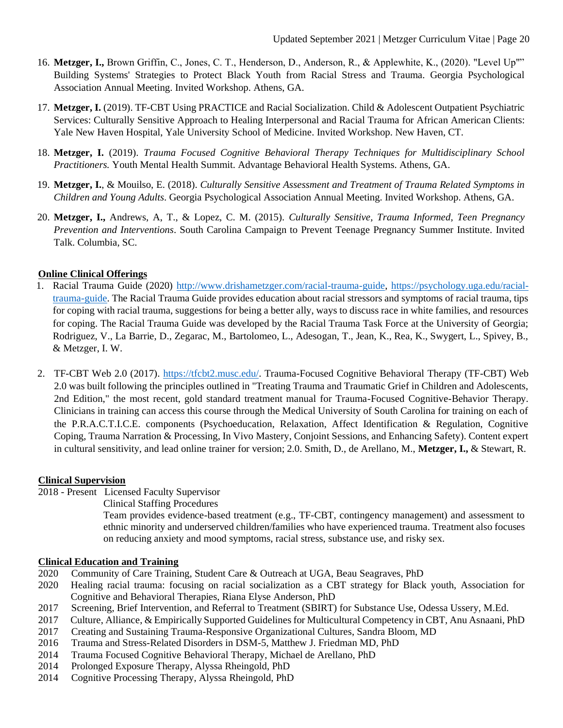16. **Metzger, I.,** Brown Griffin, C., Jones, C. T., Henderson, D., Anderson, R., & Applewhite, K., (2020). "Level Up"" Building Systems' Strategies to Protect Black Youth from Racial Stress and Trauma. Georgia Psychological Association Annual Meeting. Invited Workshop. Athens, GA.

17. **Metzger, I.** (2019). TF-CBT Using PRACTICE and Racial Socialization. Child & Adolescent Outpatient Psychiatric Services: Culturally Sensitive Approach to Healing Interpersonal and Racial Trauma for African American Clients: Yale New Haven Hospital, Yale University School of Medicine. Invited Workshop. New Haven, CT.

18. **Metzger, I.** (2019). *Trauma Focused Cognitive Behavioral Therapy Techniques for Multidisciplinary School Practitioners.* Youth Mental Health Summit. Advantage Behavioral Health Systems. Athens, GA.

19. **Metzger, I.**, & Mouilso, E. (2018). *Culturally Sensitive Assessment and Treatment of Trauma Related Symptoms in Children and Young Adults*. Georgia Psychological Association Annual Meeting. Invited Workshop. Athens, GA.

20. **Metzger, I.,** Andrews, A, T., & Lopez, C. M. (2015). *Culturally Sensitive, Trauma Informed, Teen Pregnancy Prevention and Interventions*. South Carolina Campaign to Prevent Teenage Pregnancy Summer Institute. Invited Talk. Columbia, SC.

**Online Clinical Offerings**

1. Racial Trauma Guide (2020) http://www.drishametzger.com/racial-trauma-guide, https://psychology.uga.edu/racial-trauma-guide. The Racial Trauma Guide provides education about racial stressors and symptoms of racial trauma, tips for coping with racial trauma, suggestions for being a better ally, ways to discuss race in white families, and resources for coping. The Racial Trauma Guide was developed by the Racial Trauma Task Force at the University of Georgia; Rodriguez, V., La Barrie, D., Zegarac, M., Bartolomeo, L., Adesogan, T., Jean, K., Rea, K., Swygert, L., Spivey, B., & Metzger, I. W.

2. TF-CBT Web 2.0 (2017). https://tfcbt2.musc.edu/. Trauma-Focused Cognitive Behavioral Therapy (TF-CBT) Web 2.0 was built following the principles outlined in "Treating Trauma and Traumatic Grief in Children and Adolescents, 2nd Edition," the most recent, gold standard treatment manual for Trauma-Focused Cognitive-Behavior Therapy. Clinicians in training can access this course through the Medical University of South Carolina for training on each of the P.R.A.C.T.I.C.E. components (Psychoeducation, Relaxation, Affect Identification & Regulation, Cognitive Coping, Trauma Narration & Processing, In Vivo Mastery, Conjoint Sessions, and Enhancing Safety). Content expert in cultural sensitivity, and lead online trainer for version; 2.0. Smith, D., de Arellano, M., **Metzger, I.,** & Stewart, R.

**Clinical Supervision**

2018 - Present Licensed Faculty Supervisor
Clinical Staffing Procedures
Team provides evidence-based treatment (e.g., TF-CBT, contingency management) and assessment to ethnic minority and underserved children/families who have experienced trauma. Treatment also focuses on reducing anxiety and mood symptoms, racial stress, substance use, and risky sex.

**Clinical Education and Training**

2020 Community of Care Training, Student Care & Outreach at UGA, Beau Seagraves, PhD
2020 Healing racial trauma: focusing on racial socialization as a CBT strategy for Black youth, Association for Cognitive and Behavioral Therapies, Riana Elyse Anderson, PhD
2017 Screening, Brief Intervention, and Referral to Treatment (SBIRT) for Substance Use, Odessa Ussery, M.Ed.
2017 Culture, Alliance, & Empirically Supported Guidelines for Multicultural Competency in CBT, Anu Asnaani, PhD
2017 Creating and Sustaining Trauma-Responsive Organizational Cultures, Sandra Bloom, MD
2016 Trauma and Stress-Related Disorders in DSM-5, Matthew J. Friedman MD, PhD
2014 Trauma Focused Cognitive Behavioral Therapy, Michael de Arellano, PhD
2014 Prolonged Exposure Therapy, Alyssa Rheingold, PhD
2014 Cognitive Processing Therapy, Alyssa Rheingold, PhD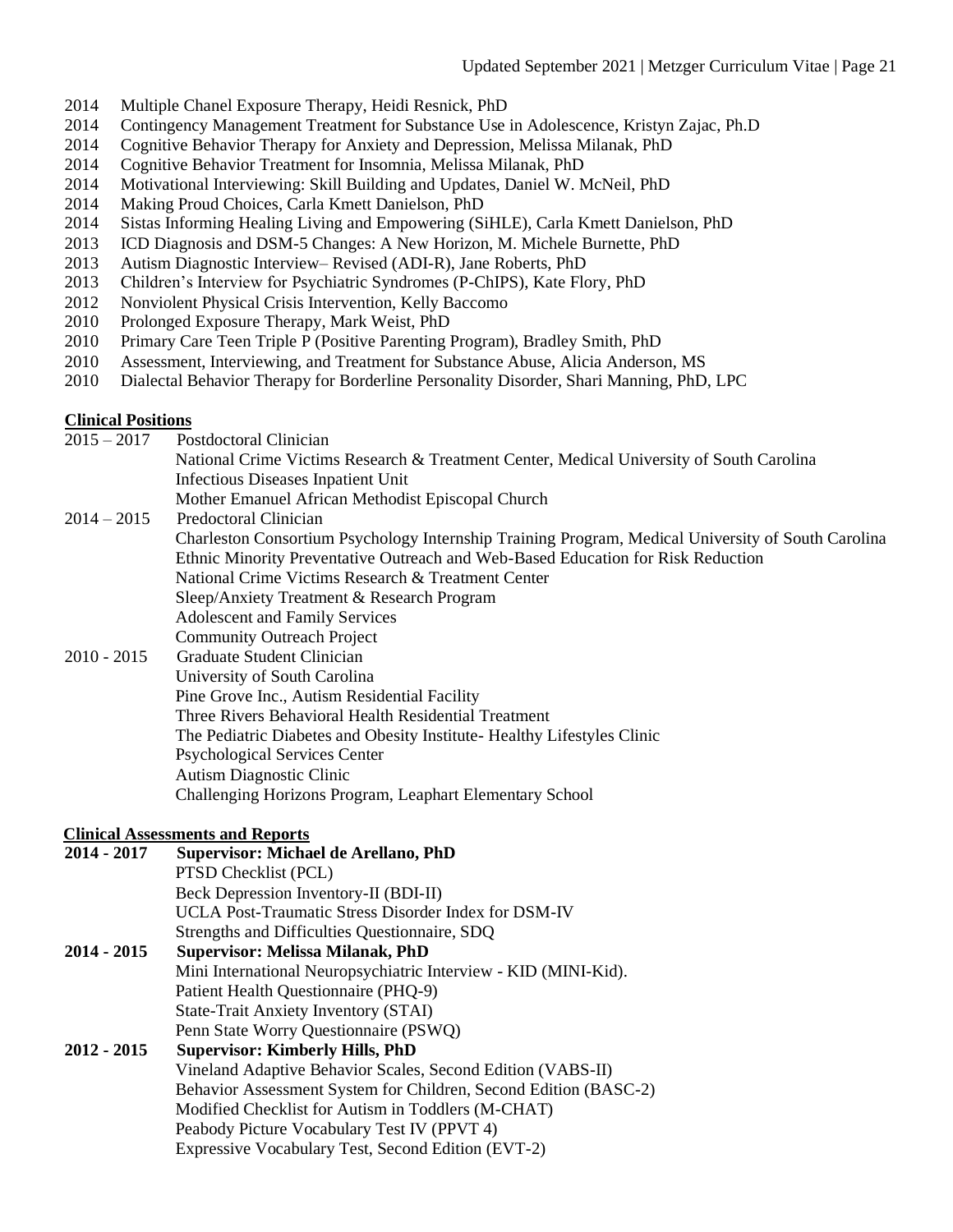2014 Multiple Chanel Exposure Therapy, Heidi Resnick, PhD
2014 Contingency Management Treatment for Substance Use in Adolescence, Kristyn Zajac, Ph.D
2014 Cognitive Behavior Therapy for Anxiety and Depression, Melissa Milanak, PhD
2014 Cognitive Behavior Treatment for Insomnia, Melissa Milanak, PhD
2014 Motivational Interviewing: Skill Building and Updates, Daniel W. McNeil, PhD
2014 Making Proud Choices, Carla Kmett Danielson, PhD
2014 Sistas Informing Healing Living and Empowering (SiHLE), Carla Kmett Danielson, PhD
2013 ICD Diagnosis and DSM-5 Changes: A New Horizon, M. Michele Burnette, PhD
2013 Autism Diagnostic Interview– Revised (ADI-R), Jane Roberts, PhD
2013 Children's Interview for Psychiatric Syndromes (P-ChIPS), Kate Flory, PhD
2012 Nonviolent Physical Crisis Intervention, Kelly Baccomo
2010 Prolonged Exposure Therapy, Mark Weist, PhD
2010 Primary Care Teen Triple P (Positive Parenting Program), Bradley Smith, PhD
2010 Assessment, Interviewing, and Treatment for Substance Abuse, Alicia Anderson, MS
2010 Dialectal Behavior Therapy for Borderline Personality Disorder, Shari Manning, PhD, LPC

## Clinical Positions

2015 – 2017 Postdoctoral Clinician
National Crime Victims Research & Treatment Center, Medical University of South Carolina
Infectious Diseases Inpatient Unit
Mother Emanuel African Methodist Episcopal Church

2014 – 2015 Predoctoral Clinician
Charleston Consortium Psychology Internship Training Program, Medical University of South Carolina
Ethnic Minority Preventative Outreach and Web-Based Education for Risk Reduction
National Crime Victims Research & Treatment Center
Sleep/Anxiety Treatment & Research Program
Adolescent and Family Services
Community Outreach Project

2010 - 2015 Graduate Student Clinician
University of South Carolina
Pine Grove Inc., Autism Residential Facility
Three Rivers Behavioral Health Residential Treatment
The Pediatric Diabetes and Obesity Institute- Healthy Lifestyles Clinic
Psychological Services Center
Autism Diagnostic Clinic
Challenging Horizons Program, Leaphart Elementary School

## Clinical Assessments and Reports

**2014 - 2017 Supervisor: Michael de Arellano, PhD**
PTSD Checklist (PCL)
Beck Depression Inventory-II (BDI-II)
UCLA Post-Traumatic Stress Disorder Index for DSM-IV
Strengths and Difficulties Questionnaire, SDQ

**2014 - 2015 Supervisor: Melissa Milanak, PhD**
Mini International Neuropsychiatric Interview - KID (MINI-Kid).
Patient Health Questionnaire (PHQ-9)
State-Trait Anxiety Inventory (STAI)
Penn State Worry Questionnaire (PSWQ)

**2012 - 2015 Supervisor: Kimberly Hills, PhD**
Vineland Adaptive Behavior Scales, Second Edition (VABS-II)
Behavior Assessment System for Children, Second Edition (BASC-2)
Modified Checklist for Autism in Toddlers (M-CHAT)
Peabody Picture Vocabulary Test IV (PPVT 4)
Expressive Vocabulary Test, Second Edition (EVT-2)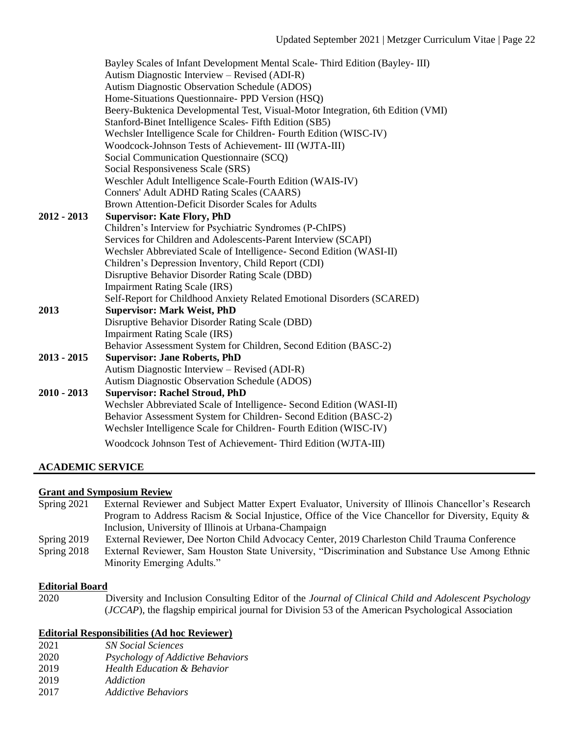Bayley Scales of Infant Development Mental Scale- Third Edition (Bayley- III)
Autism Diagnostic Interview – Revised (ADI-R)
Autism Diagnostic Observation Schedule (ADOS)
Home-Situations Questionnaire- PPD Version (HSQ)
Beery-Buktenica Developmental Test, Visual-Motor Integration, 6th Edition (VMI)
Stanford-Binet Intelligence Scales- Fifth Edition (SB5)
Wechsler Intelligence Scale for Children- Fourth Edition (WISC-IV)
Woodcock-Johnson Tests of Achievement- III (WJTA-III)
Social Communication Questionnaire (SCQ)
Social Responsiveness Scale (SRS)
Weschler Adult Intelligence Scale-Fourth Edition (WAIS-IV)
Conners' Adult ADHD Rating Scales (CAARS)
Brown Attention-Deficit Disorder Scales for Adults

**2012 - 2013 Supervisor: Kate Flory, PhD**
Children's Interview for Psychiatric Syndromes (P-ChIPS)
Services for Children and Adolescents-Parent Interview (SCAPI)
Wechsler Abbreviated Scale of Intelligence- Second Edition (WASI-II)
Children's Depression Inventory, Child Report (CDI)
Disruptive Behavior Disorder Rating Scale (DBD)
Impairment Rating Scale (IRS)
Self-Report for Childhood Anxiety Related Emotional Disorders (SCARED)

**2013 Supervisor: Mark Weist, PhD**
Disruptive Behavior Disorder Rating Scale (DBD)
Impairment Rating Scale (IRS)
Behavior Assessment System for Children, Second Edition (BASC-2)

**2013 - 2015 Supervisor: Jane Roberts, PhD**
Autism Diagnostic Interview – Revised (ADI-R)
Autism Diagnostic Observation Schedule (ADOS)

**2010 - 2013 Supervisor: Rachel Stroud, PhD**
Wechsler Abbreviated Scale of Intelligence- Second Edition (WASI-II)
Behavior Assessment System for Children- Second Edition (BASC-2)
Wechsler Intelligence Scale for Children- Fourth Edition (WISC-IV)
Woodcock Johnson Test of Achievement- Third Edition (WJTA-III)

## ACADEMIC SERVICE

### Grant and Symposium Review

Spring 2021 External Reviewer and Subject Matter Expert Evaluator, University of Illinois Chancellor's Research Program to Address Racism & Social Injustice, Office of the Vice Chancellor for Diversity, Equity & Inclusion, University of Illinois at Urbana-Champaign

Spring 2019 External Reviewer, Dee Norton Child Advocacy Center, 2019 Charleston Child Trauma Conference

Spring 2018 External Reviewer, Sam Houston State University, "Discrimination and Substance Use Among Ethnic Minority Emerging Adults."

### Editorial Board

2020 Diversity and Inclusion Consulting Editor of the *Journal of Clinical Child and Adolescent Psychology* (*JCCAP*), the flagship empirical journal for Division 53 of the American Psychological Association

### Editorial Responsibilities (Ad hoc Reviewer)

2021 *SN Social Sciences*
2020 *Psychology of Addictive Behaviors*
2019 *Health Education & Behavior*
2019 *Addiction*
2017 *Addictive Behaviors*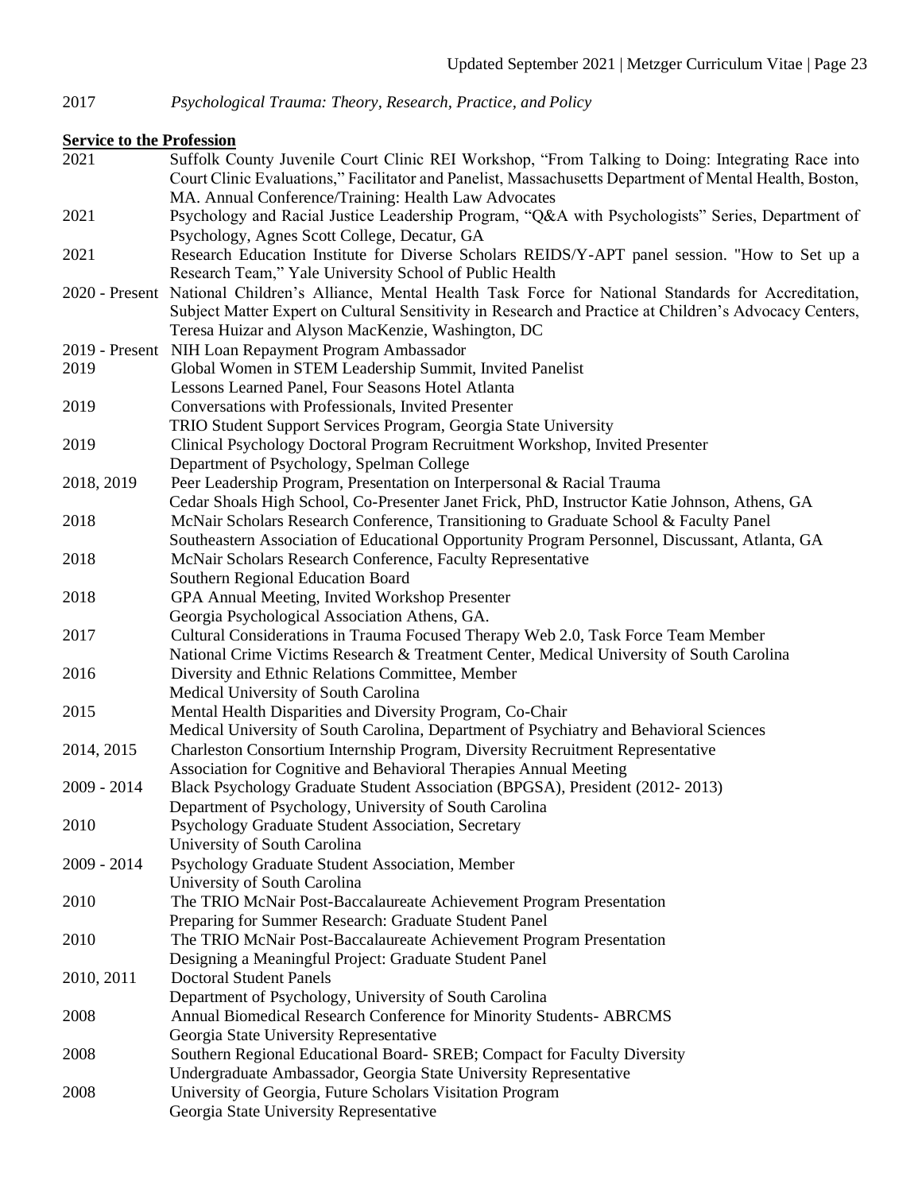2017 *Psychological Trauma: Theory, Research, Practice, and Policy*

**Service to the Profession**

2021 Suffolk County Juvenile Court Clinic REI Workshop, "From Talking to Doing: Integrating Race into Court Clinic Evaluations," Facilitator and Panelist, Massachusetts Department of Mental Health, Boston, MA. Annual Conference/Training: Health Law Advocates

2021 Psychology and Racial Justice Leadership Program, "Q&A with Psychologists" Series, Department of Psychology, Agnes Scott College, Decatur, GA

2021 Research Education Institute for Diverse Scholars REIDS/Y-APT panel session. "How to Set up a Research Team," Yale University School of Public Health

2020 - Present National Children's Alliance, Mental Health Task Force for National Standards for Accreditation, Subject Matter Expert on Cultural Sensitivity in Research and Practice at Children's Advocacy Centers, Teresa Huizar and Alyson MacKenzie, Washington, DC

2019 - Present NIH Loan Repayment Program Ambassador

2019 Global Women in STEM Leadership Summit, Invited Panelist
Lessons Learned Panel, Four Seasons Hotel Atlanta

2019 Conversations with Professionals, Invited Presenter
TRIO Student Support Services Program, Georgia State University

2019 Clinical Psychology Doctoral Program Recruitment Workshop, Invited Presenter
Department of Psychology, Spelman College

2018, 2019 Peer Leadership Program, Presentation on Interpersonal & Racial Trauma
Cedar Shoals High School, Co-Presenter Janet Frick, PhD, Instructor Katie Johnson, Athens, GA

2018 McNair Scholars Research Conference, Transitioning to Graduate School & Faculty Panel
Southeastern Association of Educational Opportunity Program Personnel, Discussant, Atlanta, GA

2018 McNair Scholars Research Conference, Faculty Representative
Southern Regional Education Board

2018 GPA Annual Meeting, Invited Workshop Presenter
Georgia Psychological Association Athens, GA.

2017 Cultural Considerations in Trauma Focused Therapy Web 2.0, Task Force Team Member
National Crime Victims Research & Treatment Center, Medical University of South Carolina

2016 Diversity and Ethnic Relations Committee, Member
Medical University of South Carolina

2015 Mental Health Disparities and Diversity Program, Co-Chair
Medical University of South Carolina, Department of Psychiatry and Behavioral Sciences

2014, 2015 Charleston Consortium Internship Program, Diversity Recruitment Representative
Association for Cognitive and Behavioral Therapies Annual Meeting

2009 - 2014 Black Psychology Graduate Student Association (BPGSA), President (2012- 2013)
Department of Psychology, University of South Carolina

2010 Psychology Graduate Student Association, Secretary
University of South Carolina

2009 - 2014 Psychology Graduate Student Association, Member
University of South Carolina

2010 The TRIO McNair Post-Baccalaureate Achievement Program Presentation
Preparing for Summer Research: Graduate Student Panel

2010 The TRIO McNair Post-Baccalaureate Achievement Program Presentation
Designing a Meaningful Project: Graduate Student Panel

2010, 2011 Doctoral Student Panels
Department of Psychology, University of South Carolina

2008 Annual Biomedical Research Conference for Minority Students- ABRCMS
Georgia State University Representative

2008 Southern Regional Educational Board- SREB; Compact for Faculty Diversity
Undergraduate Ambassador, Georgia State University Representative

2008 University of Georgia, Future Scholars Visitation Program
Georgia State University Representative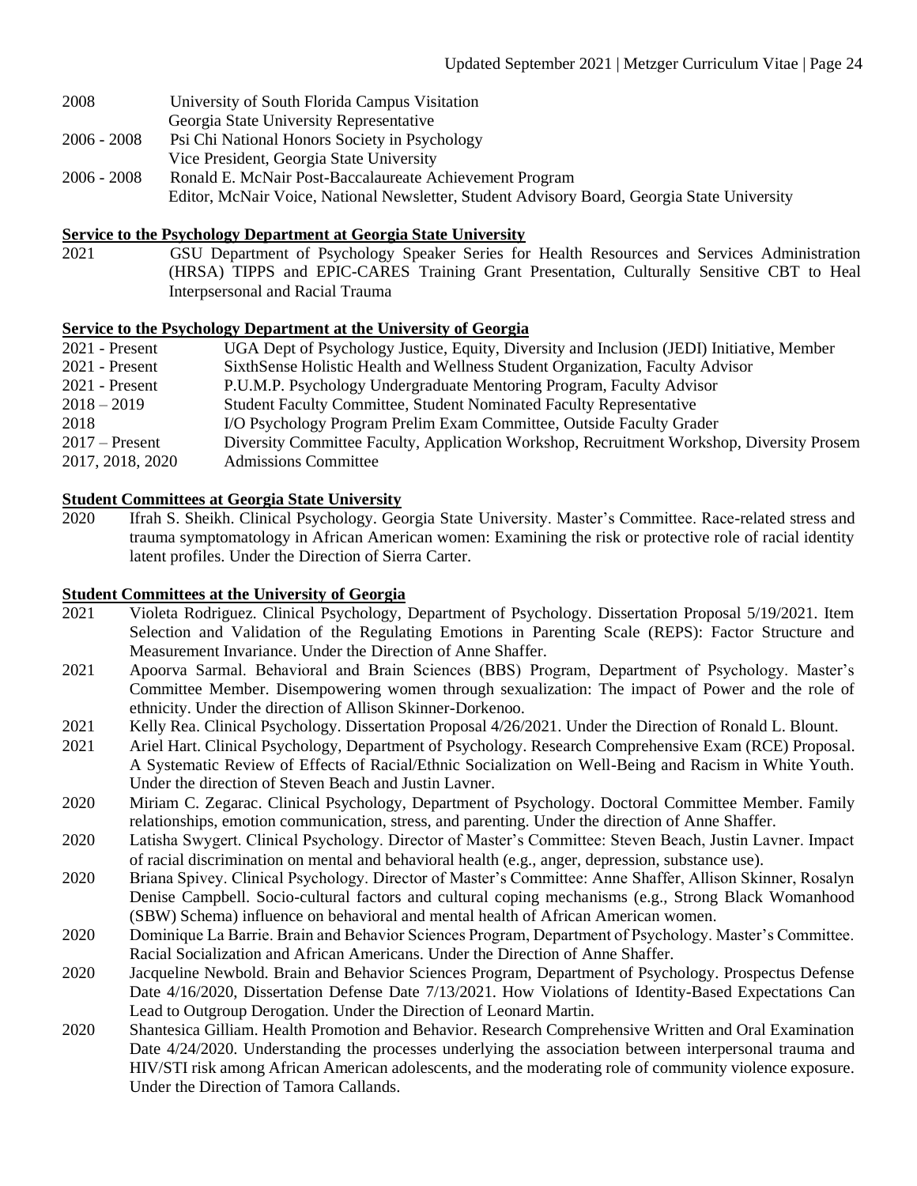| | |
|---|---|
| 2008 | University of South Florida Campus Visitation<br>Georgia State University Representative |
| 2006 - 2008 | Psi Chi National Honors Society in Psychology<br>Vice President, Georgia State University |
| 2006 - 2008 | Ronald E. McNair Post-Baccalaureate Achievement Program<br>Editor, McNair Voice, National Newsletter, Student Advisory Board, Georgia State University |

**Service to the Psychology Department at Georgia State University**

2021 GSU Department of Psychology Speaker Series for Health Resources and Services Administration (HRSA) TIPPS and EPIC-CARES Training Grant Presentation, Culturally Sensitive CBT to Heal Interpsersonal and Racial Trauma

**Service to the Psychology Department at the University of Georgia**

| | |
|---|---|
| 2021 - Present | UGA Dept of Psychology Justice, Equity, Diversity and Inclusion (JEDI) Initiative, Member |
| 2021 - Present | SixthSense Holistic Health and Wellness Student Organization, Faculty Advisor |
| 2021 - Present | P.U.M.P. Psychology Undergraduate Mentoring Program, Faculty Advisor |
| 2018 – 2019 | Student Faculty Committee, Student Nominated Faculty Representative |
| 2018 | I/O Psychology Program Prelim Exam Committee, Outside Faculty Grader |
| 2017 – Present | Diversity Committee Faculty, Application Workshop, Recruitment Workshop, Diversity Prosem |
| 2017, 2018, 2020 | Admissions Committee |

**Student Committees at Georgia State University**

2020 Ifrah S. Sheikh. Clinical Psychology. Georgia State University. Master's Committee. Race-related stress and trauma symptomatology in African American women: Examining the risk or protective role of racial identity latent profiles. Under the Direction of Sierra Carter.

**Student Committees at the University of Georgia**

2021 Violeta Rodriguez. Clinical Psychology, Department of Psychology. Dissertation Proposal 5/19/2021. Item Selection and Validation of the Regulating Emotions in Parenting Scale (REPS): Factor Structure and Measurement Invariance. Under the Direction of Anne Shaffer.

2021 Apoorva Sarmal. Behavioral and Brain Sciences (BBS) Program, Department of Psychology. Master's Committee Member. Disempowering women through sexualization: The impact of Power and the role of ethnicity. Under the direction of Allison Skinner-Dorkenoo.

2021 Kelly Rea. Clinical Psychology. Dissertation Proposal 4/26/2021. Under the Direction of Ronald L. Blount.

2021 Ariel Hart. Clinical Psychology, Department of Psychology. Research Comprehensive Exam (RCE) Proposal. A Systematic Review of Effects of Racial/Ethnic Socialization on Well-Being and Racism in White Youth. Under the direction of Steven Beach and Justin Lavner.

2020 Miriam C. Zegarac. Clinical Psychology, Department of Psychology. Doctoral Committee Member. Family relationships, emotion communication, stress, and parenting. Under the direction of Anne Shaffer.

2020 Latisha Swygert. Clinical Psychology. Director of Master's Committee: Steven Beach, Justin Lavner. Impact of racial discrimination on mental and behavioral health (e.g., anger, depression, substance use).

2020 Briana Spivey. Clinical Psychology. Director of Master's Committee: Anne Shaffer, Allison Skinner, Rosalyn Denise Campbell. Socio-cultural factors and cultural coping mechanisms (e.g., Strong Black Womanhood (SBW) Schema) influence on behavioral and mental health of African American women.

2020 Dominique La Barrie. Brain and Behavior Sciences Program, Department of Psychology. Master's Committee. Racial Socialization and African Americans. Under the Direction of Anne Shaffer.

2020 Jacqueline Newbold. Brain and Behavior Sciences Program, Department of Psychology. Prospectus Defense Date 4/16/2020, Dissertation Defense Date 7/13/2021. How Violations of Identity-Based Expectations Can Lead to Outgroup Derogation. Under the Direction of Leonard Martin.

2020 Shantesica Gilliam. Health Promotion and Behavior. Research Comprehensive Written and Oral Examination Date 4/24/2020. Understanding the processes underlying the association between interpersonal trauma and HIV/STI risk among African American adolescents, and the moderating role of community violence exposure. Under the Direction of Tamora Callands.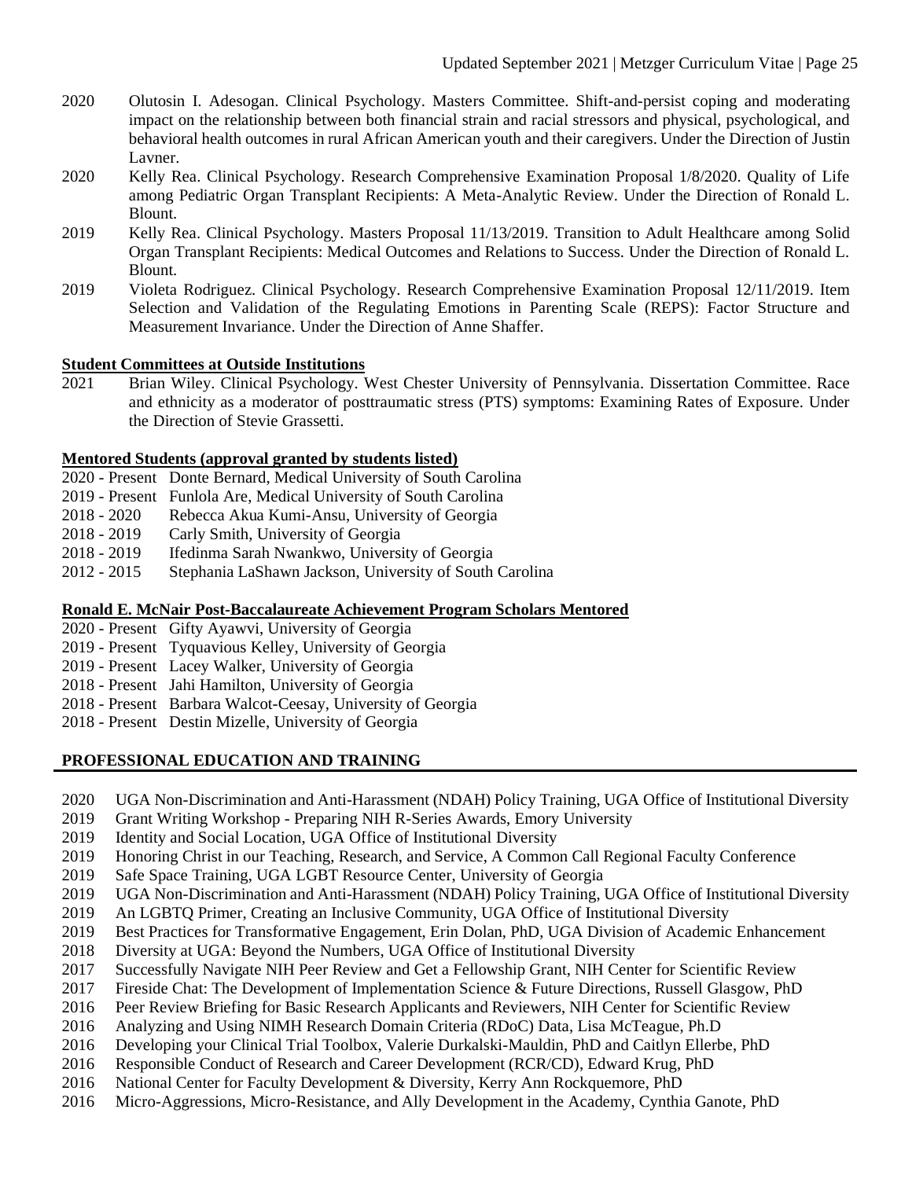2020 Olutosin I. Adesogan. Clinical Psychology. Masters Committee. Shift-and-persist coping and moderating impact on the relationship between both financial strain and racial stressors and physical, psychological, and behavioral health outcomes in rural African American youth and their caregivers. Under the Direction of Justin Lavner.

2020 Kelly Rea. Clinical Psychology. Research Comprehensive Examination Proposal 1/8/2020. Quality of Life among Pediatric Organ Transplant Recipients: A Meta-Analytic Review. Under the Direction of Ronald L. Blount.

2019 Kelly Rea. Clinical Psychology. Masters Proposal 11/13/2019. Transition to Adult Healthcare among Solid Organ Transplant Recipients: Medical Outcomes and Relations to Success. Under the Direction of Ronald L. Blount.

2019 Violeta Rodriguez. Clinical Psychology. Research Comprehensive Examination Proposal 12/11/2019. Item Selection and Validation of the Regulating Emotions in Parenting Scale (REPS): Factor Structure and Measurement Invariance. Under the Direction of Anne Shaffer.

**Student Committees at Outside Institutions**

2021 Brian Wiley. Clinical Psychology. West Chester University of Pennsylvania. Dissertation Committee. Race and ethnicity as a moderator of posttraumatic stress (PTS) symptoms: Examining Rates of Exposure. Under the Direction of Stevie Grassetti.

**Mentored Students (approval granted by students listed)**

2020 - Present Donte Bernard, Medical University of South Carolina
2019 - Present Funlola Are, Medical University of South Carolina
2018 - 2020 Rebecca Akua Kumi-Ansu, University of Georgia
2018 - 2019 Carly Smith, University of Georgia
2018 - 2019 Ifedinma Sarah Nwankwo, University of Georgia
2012 - 2015 Stephania LaShawn Jackson, University of South Carolina

**Ronald E. McNair Post-Baccalaureate Achievement Program Scholars Mentored**

2020 - Present Gifty Ayawvi, University of Georgia
2019 - Present Tyquavious Kelley, University of Georgia
2019 - Present Lacey Walker, University of Georgia
2018 - Present Jahi Hamilton, University of Georgia
2018 - Present Barbara Walcot-Ceesay, University of Georgia
2018 - Present Destin Mizelle, University of Georgia

## PROFESSIONAL EDUCATION AND TRAINING

2020 UGA Non-Discrimination and Anti-Harassment (NDAH) Policy Training, UGA Office of Institutional Diversity
2019 Grant Writing Workshop - Preparing NIH R-Series Awards, Emory University
2019 Identity and Social Location, UGA Office of Institutional Diversity
2019 Honoring Christ in our Teaching, Research, and Service, A Common Call Regional Faculty Conference
2019 Safe Space Training, UGA LGBT Resource Center, University of Georgia
2019 UGA Non-Discrimination and Anti-Harassment (NDAH) Policy Training, UGA Office of Institutional Diversity
2019 An LGBTQ Primer, Creating an Inclusive Community, UGA Office of Institutional Diversity
2019 Best Practices for Transformative Engagement, Erin Dolan, PhD, UGA Division of Academic Enhancement
2018 Diversity at UGA: Beyond the Numbers, UGA Office of Institutional Diversity
2017 Successfully Navigate NIH Peer Review and Get a Fellowship Grant, NIH Center for Scientific Review
2017 Fireside Chat: The Development of Implementation Science & Future Directions, Russell Glasgow, PhD
2016 Peer Review Briefing for Basic Research Applicants and Reviewers, NIH Center for Scientific Review
2016 Analyzing and Using NIMH Research Domain Criteria (RDoC) Data, Lisa McTeague, Ph.D
2016 Developing your Clinical Trial Toolbox, Valerie Durkalski-Mauldin, PhD and Caitlyn Ellerbe, PhD
2016 Responsible Conduct of Research and Career Development (RCR/CD), Edward Krug, PhD
2016 National Center for Faculty Development & Diversity, Kerry Ann Rockquemore, PhD
2016 Micro-Aggressions, Micro-Resistance, and Ally Development in the Academy, Cynthia Ganote, PhD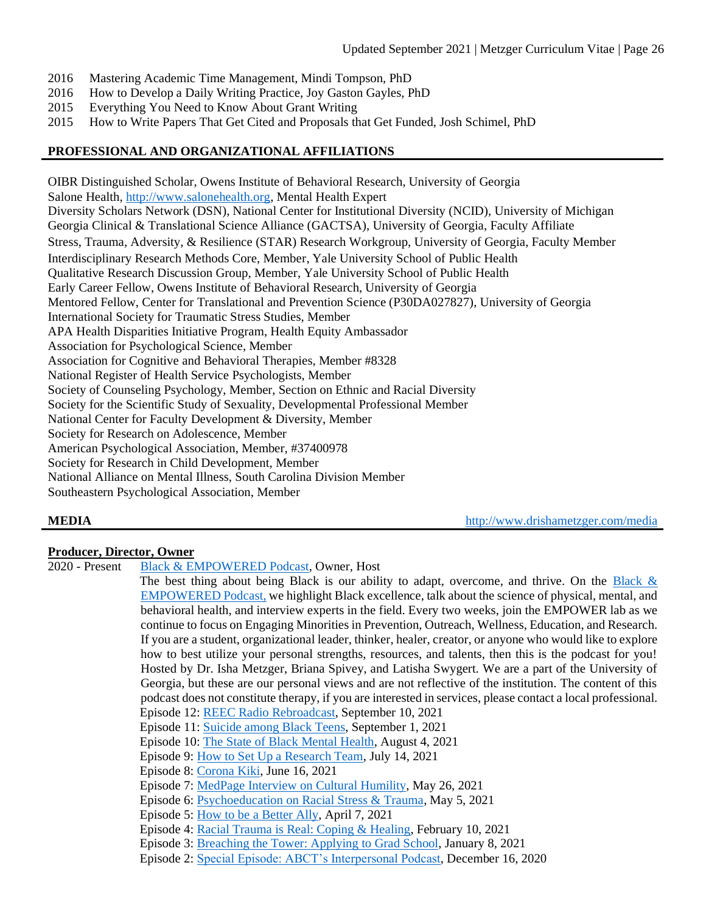2016 Mastering Academic Time Management, Mindi Tompson, PhD
2016 How to Develop a Daily Writing Practice, Joy Gaston Gayles, PhD
2015 Everything You Need to Know About Grant Writing
2015 How to Write Papers That Get Cited and Proposals that Get Funded, Josh Schimel, PhD

## PROFESSIONAL AND ORGANIZATIONAL AFFILIATIONS

OIBR Distinguished Scholar, Owens Institute of Behavioral Research, University of Georgia
Salone Health, http://www.salonehealth.org, Mental Health Expert
Diversity Scholars Network (DSN), National Center for Institutional Diversity (NCID), University of Michigan
Georgia Clinical & Translational Science Alliance (GACTSA), University of Georgia, Faculty Affiliate
Stress, Trauma, Adversity, & Resilience (STAR) Research Workgroup, University of Georgia, Faculty Member
Interdisciplinary Research Methods Core, Member, Yale University School of Public Health
Qualitative Research Discussion Group, Member, Yale University School of Public Health
Early Career Fellow, Owens Institute of Behavioral Research, University of Georgia
Mentored Fellow, Center for Translational and Prevention Science (P30DA027827), University of Georgia
International Society for Traumatic Stress Studies, Member
APA Health Disparities Initiative Program, Health Equity Ambassador
Association for Psychological Science, Member
Association for Cognitive and Behavioral Therapies, Member #8328
National Register of Health Service Psychologists, Member
Society of Counseling Psychology, Member, Section on Ethnic and Racial Diversity
Society for the Scientific Study of Sexuality, Developmental Professional Member
National Center for Faculty Development & Diversity, Member
Society for Research on Adolescence, Member
American Psychological Association, Member, #37400978
Society for Research in Child Development, Member
National Alliance on Mental Illness, South Carolina Division Member
Southeastern Psychological Association, Member

## MEDIA

http://www.drishametzger.com/media

### Producer, Director, Owner

2020 - Present Black & EMPOWERED Podcast, Owner, Host

The best thing about being Black is our ability to adapt, overcome, and thrive. On the Black & EMPOWERED Podcast, we highlight Black excellence, talk about the science of physical, mental, and behavioral health, and interview experts in the field. Every two weeks, join the EMPOWER lab as we continue to focus on Engaging Minorities in Prevention, Outreach, Wellness, Education, and Research. If you are a student, organizational leader, thinker, healer, creator, or anyone who would like to explore how to best utilize your personal strengths, resources, and talents, then this is the podcast for you! Hosted by Dr. Isha Metzger, Briana Spivey, and Latisha Swygert. We are a part of the University of Georgia, but these are our personal views and are not reflective of the institution. The content of this podcast does not constitute therapy, if you are interested in services, please contact a local professional.

Episode 12: REEC Radio Rebroadcast, September 10, 2021
Episode 11: Suicide among Black Teens, September 1, 2021
Episode 10: The State of Black Mental Health, August 4, 2021
Episode 9: How to Set Up a Research Team, July 14, 2021
Episode 8: Corona Kiki, June 16, 2021
Episode 7: MedPage Interview on Cultural Humility, May 26, 2021
Episode 6: Psychoeducation on Racial Stress & Trauma, May 5, 2021
Episode 5: How to be a Better Ally, April 7, 2021
Episode 4: Racial Trauma is Real: Coping & Healing, February 10, 2021
Episode 3: Breaching the Tower: Applying to Grad School, January 8, 2021
Episode 2: Special Episode: ABCT's Interpersonal Podcast, December 16, 2020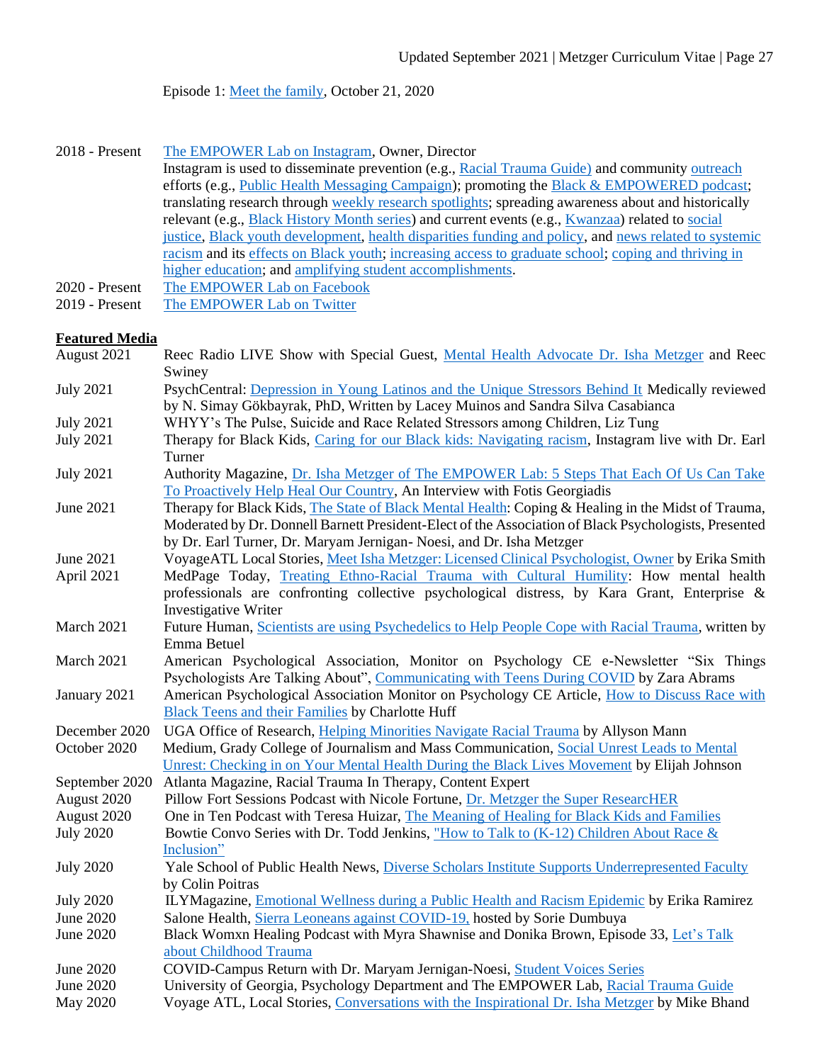Episode 1: Meet the family, October 21, 2020

2018 - Present The EMPOWER Lab on Instagram, Owner, Director
Instagram is used to disseminate prevention (e.g., Racial Trauma Guide) and community outreach efforts (e.g., Public Health Messaging Campaign); promoting the Black & EMPOWERED podcast; translating research through weekly research spotlights; spreading awareness about and historically relevant (e.g., Black History Month series) and current events (e.g., Kwanzaa) related to social justice, Black youth development, health disparities funding and policy, and news related to systemic racism and its effects on Black youth; increasing access to graduate school; coping and thriving in higher education; and amplifying student accomplishments.

2020 - Present The EMPOWER Lab on Facebook

2019 - Present The EMPOWER Lab on Twitter

**Featured Media**

August 2021 Reec Radio LIVE Show with Special Guest, Mental Health Advocate Dr. Isha Metzger and Reec Swiney

July 2021 PsychCentral: Depression in Young Latinos and the Unique Stressors Behind It Medically reviewed by N. Simay Gökbayrak, PhD, Written by Lacey Muinos and Sandra Silva Casabianca

July 2021 WHYY's The Pulse, Suicide and Race Related Stressors among Children, Liz Tung

July 2021 Therapy for Black Kids, Caring for our Black kids: Navigating racism, Instagram live with Dr. Earl Turner

July 2021 Authority Magazine, Dr. Isha Metzger of The EMPOWER Lab: 5 Steps That Each Of Us Can Take To Proactively Help Heal Our Country, An Interview with Fotis Georgiadis

June 2021 Therapy for Black Kids, The State of Black Mental Health: Coping & Healing in the Midst of Trauma, Moderated by Dr. Donnell Barnett President-Elect of the Association of Black Psychologists, Presented by Dr. Earl Turner, Dr. Maryam Jernigan- Noesi, and Dr. Isha Metzger

June 2021 VoyageATL Local Stories, Meet Isha Metzger: Licensed Clinical Psychologist, Owner by Erika Smith

April 2021 MedPage Today, Treating Ethno-Racial Trauma with Cultural Humility: How mental health professionals are confronting collective psychological distress, by Kara Grant, Enterprise & Investigative Writer

March 2021 Future Human, Scientists are using Psychedelics to Help People Cope with Racial Trauma, written by Emma Betuel

March 2021 American Psychological Association, Monitor on Psychology CE e-Newsletter "Six Things Psychologists Are Talking About", Communicating with Teens During COVID by Zara Abrams

January 2021 American Psychological Association Monitor on Psychology CE Article, How to Discuss Race with Black Teens and their Families by Charlotte Huff

December 2020 UGA Office of Research, Helping Minorities Navigate Racial Trauma by Allyson Mann

October 2020 Medium, Grady College of Journalism and Mass Communication, Social Unrest Leads to Mental Unrest: Checking in on Your Mental Health During the Black Lives Movement by Elijah Johnson

September 2020 Atlanta Magazine, Racial Trauma In Therapy, Content Expert

August 2020 Pillow Fort Sessions Podcast with Nicole Fortune, Dr. Metzger the Super ResearcHER

August 2020 One in Ten Podcast with Teresa Huizar, The Meaning of Healing for Black Kids and Families

July 2020 Bowtie Convo Series with Dr. Todd Jenkins, "How to Talk to (K-12) Children About Race & Inclusion"

July 2020 Yale School of Public Health News, Diverse Scholars Institute Supports Underrepresented Faculty by Colin Poitras

July 2020 ILYMagazine, Emotional Wellness during a Public Health and Racism Epidemic by Erika Ramirez

June 2020 Salone Health, Sierra Leoneans against COVID-19, hosted by Sorie Dumbuya

June 2020 Black Womxn Healing Podcast with Myra Shawnise and Donika Brown, Episode 33, Let's Talk about Childhood Trauma

June 2020 COVID-Campus Return with Dr. Maryam Jernigan-Noesi, Student Voices Series

June 2020 University of Georgia, Psychology Department and The EMPOWER Lab, Racial Trauma Guide

May 2020 Voyage ATL, Local Stories, Conversations with the Inspirational Dr. Isha Metzger by Mike Bhand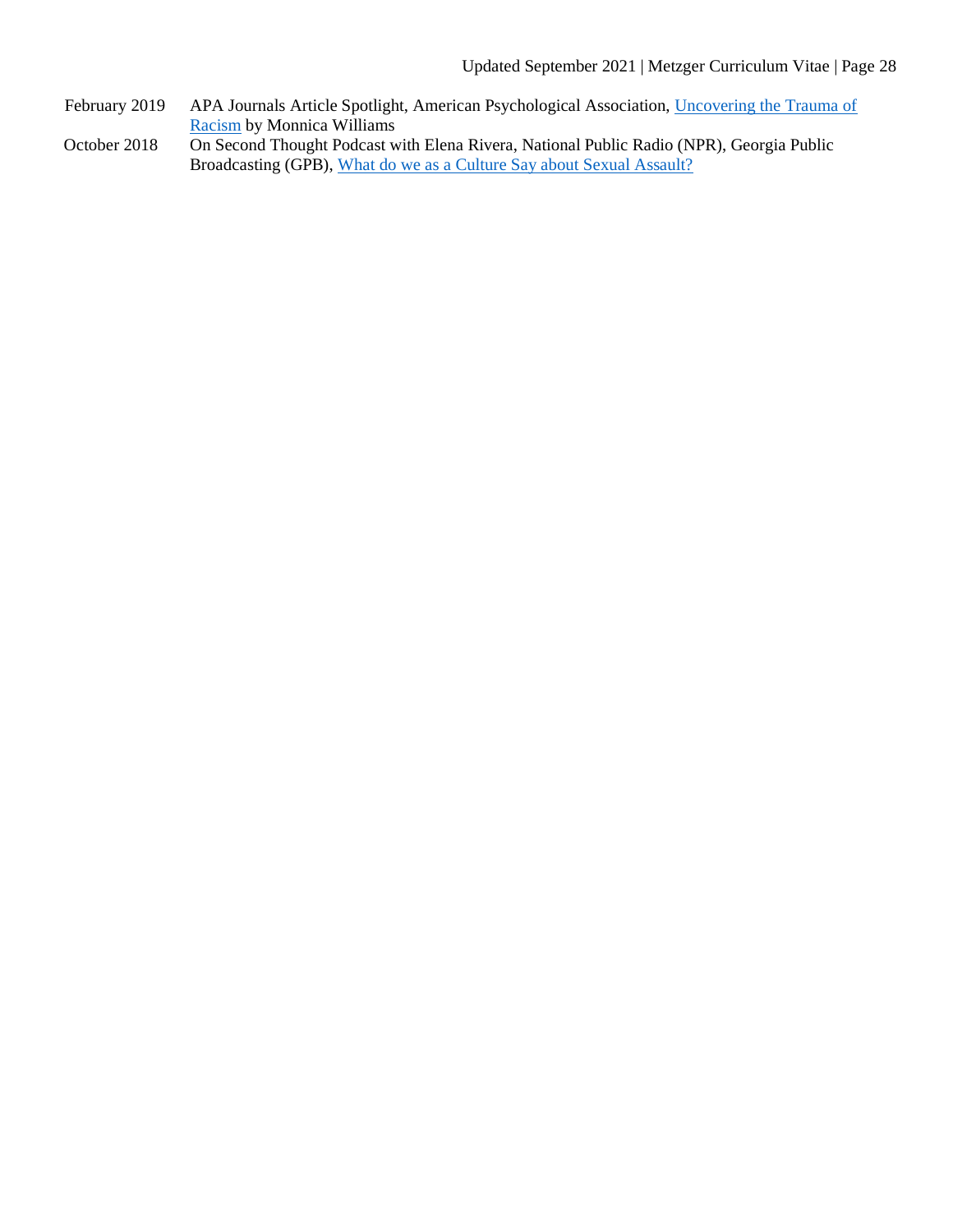| | |
|---|---|
| February 2019 | APA Journals Article Spotlight, American Psychological Association, Uncovering the Trauma of Racism by Monnica Williams |
| October 2018 | On Second Thought Podcast with Elena Rivera, National Public Radio (NPR), Georgia Public Broadcasting (GPB), What do we as a Culture Say about Sexual Assault? |